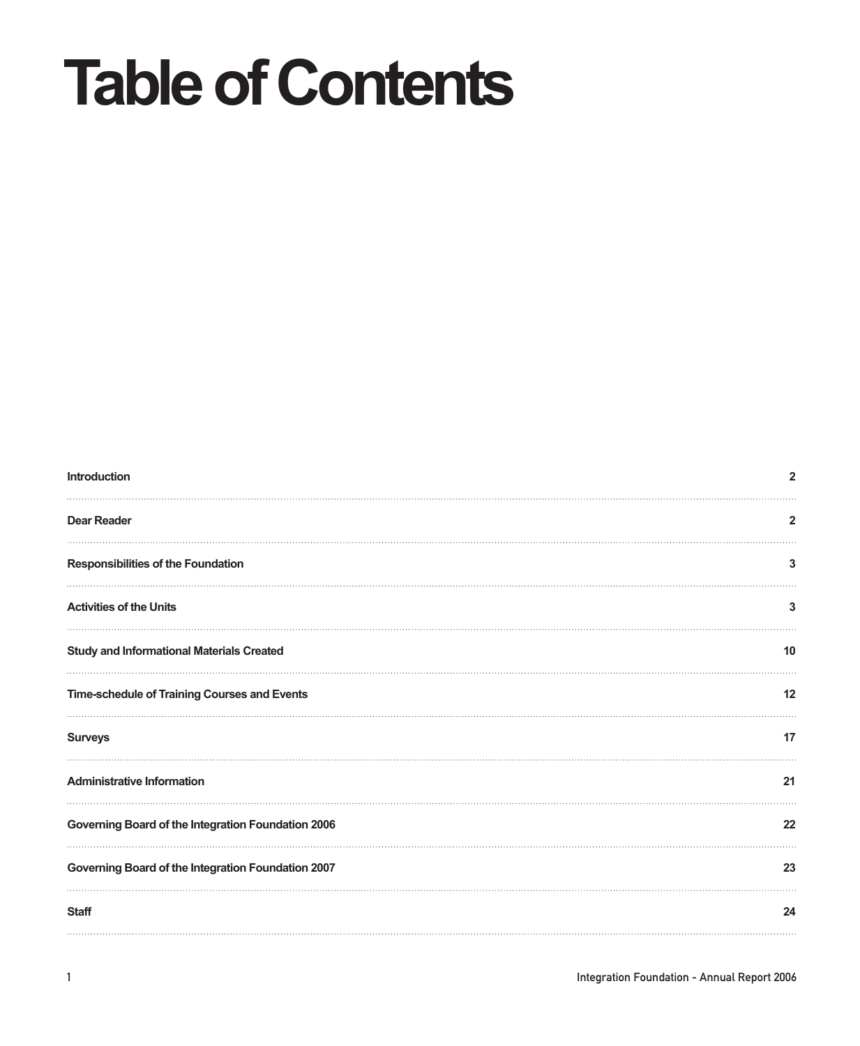# Table of Contents

| | |
|---|---|
| **Introduction** | **2** |
| **Dear Reader** | **2** |
| **Responsibilities of the Foundation** | **3** |
| **Activities of the Units** | **3** |
| **Study and Informational Materials Created** | **10** |
| **Time-schedule of Training Courses and Events** | **12** |
| **Surveys** | **17** |
| **Administrative Information** | **21** |
| **Governing Board of the Integration Foundation 2006** | **22** |
| **Governing Board of the Integration Foundation 2007** | **23** |
| **Staff** | **24** |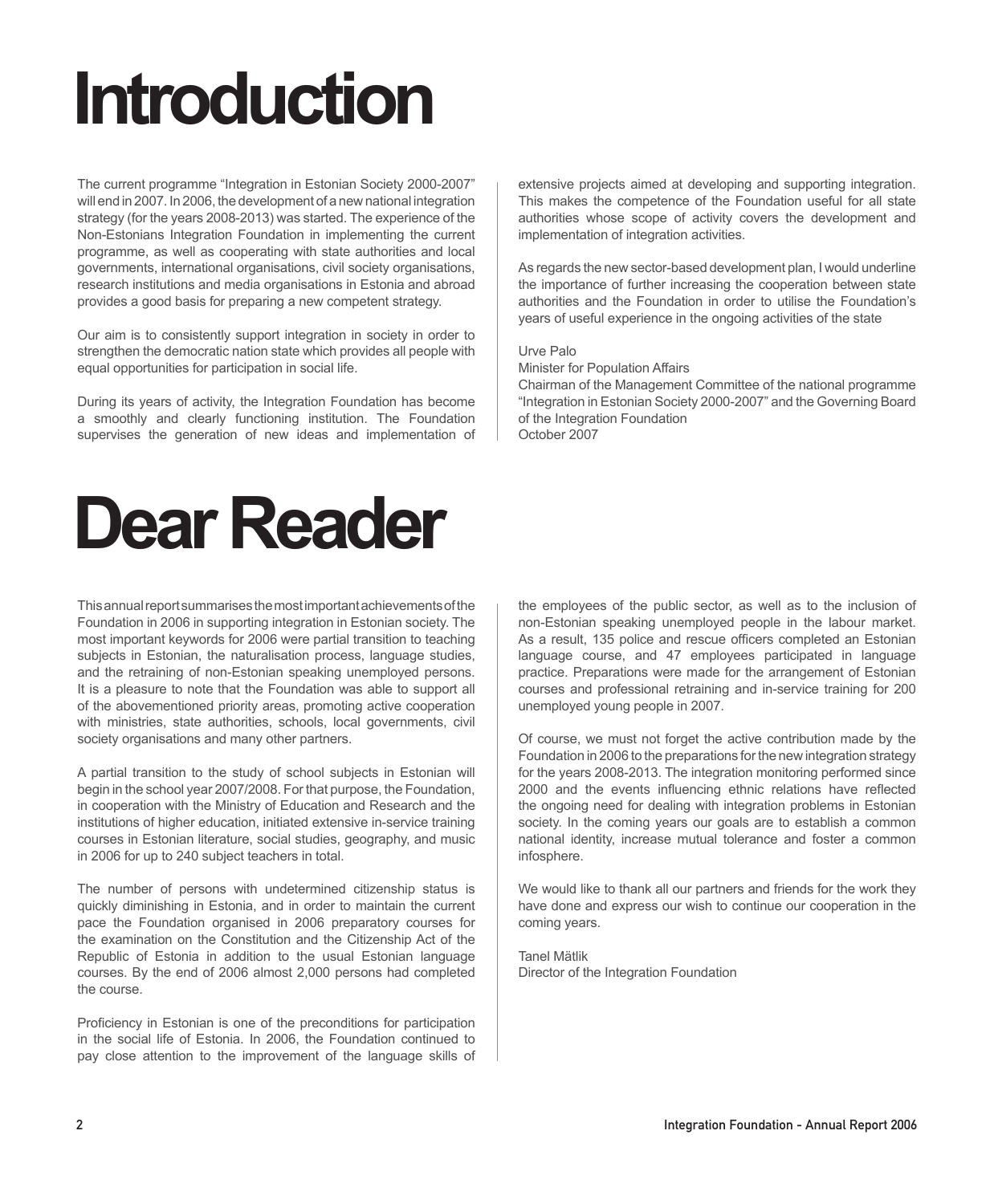# Introduction

The current programme "Integration in Estonian Society 2000-2007" will end in 2007. In 2006, the development of a new national integration strategy (for the years 2008-2013) was started. The experience of the Non-Estonians Integration Foundation in implementing the current programme, as well as cooperating with state authorities and local governments, international organisations, civil society organisations, research institutions and media organisations in Estonia and abroad provides a good basis for preparing a new competent strategy.

Our aim is to consistently support integration in society in order to strengthen the democratic nation state which provides all people with equal opportunities for participation in social life.

During its years of activity, the Integration Foundation has become a smoothly and clearly functioning institution. The Foundation supervises the generation of new ideas and implementation of extensive projects aimed at developing and supporting integration. This makes the competence of the Foundation useful for all state authorities whose scope of activity covers the development and implementation of integration activities.

As regards the new sector-based development plan, I would underline the importance of further increasing the cooperation between state authorities and the Foundation in order to utilise the Foundation's years of useful experience in the ongoing activities of the state

Urve Palo
Minister for Population Affairs
Chairman of the Management Committee of the national programme "Integration in Estonian Society 2000-2007" and the Governing Board of the Integration Foundation
October 2007

# Dear Reader

This annual report summarises the most important achievements of the Foundation in 2006 in supporting integration in Estonian society. The most important keywords for 2006 were partial transition to teaching subjects in Estonian, the naturalisation process, language studies, and the retraining of non-Estonian speaking unemployed persons. It is a pleasure to note that the Foundation was able to support all of the abovementioned priority areas, promoting active cooperation with ministries, state authorities, schools, local governments, civil society organisations and many other partners.

A partial transition to the study of school subjects in Estonian will begin in the school year 2007/2008. For that purpose, the Foundation, in cooperation with the Ministry of Education and Research and the institutions of higher education, initiated extensive in-service training courses in Estonian literature, social studies, geography, and music in 2006 for up to 240 subject teachers in total.

The number of persons with undetermined citizenship status is quickly diminishing in Estonia, and in order to maintain the current pace the Foundation organised in 2006 preparatory courses for the examination on the Constitution and the Citizenship Act of the Republic of Estonia in addition to the usual Estonian language courses. By the end of 2006 almost 2,000 persons had completed the course.

Proficiency in Estonian is one of the preconditions for participation in the social life of Estonia. In 2006, the Foundation continued to pay close attention to the improvement of the language skills of the employees of the public sector, as well as to the inclusion of non-Estonian speaking unemployed people in the labour market. As a result, 135 police and rescue officers completed an Estonian language course, and 47 employees participated in language practice. Preparations were made for the arrangement of Estonian courses and professional retraining and in-service training for 200 unemployed young people in 2007.

Of course, we must not forget the active contribution made by the Foundation in 2006 to the preparations for the new integration strategy for the years 2008-2013. The integration monitoring performed since 2000 and the events influencing ethnic relations have reflected the ongoing need for dealing with integration problems in Estonian society. In the coming years our goals are to establish a common national identity, increase mutual tolerance and foster a common infosphere.

We would like to thank all our partners and friends for the work they have done and express our wish to continue our cooperation in the coming years.

Tanel Mätlik
Director of the Integration Foundation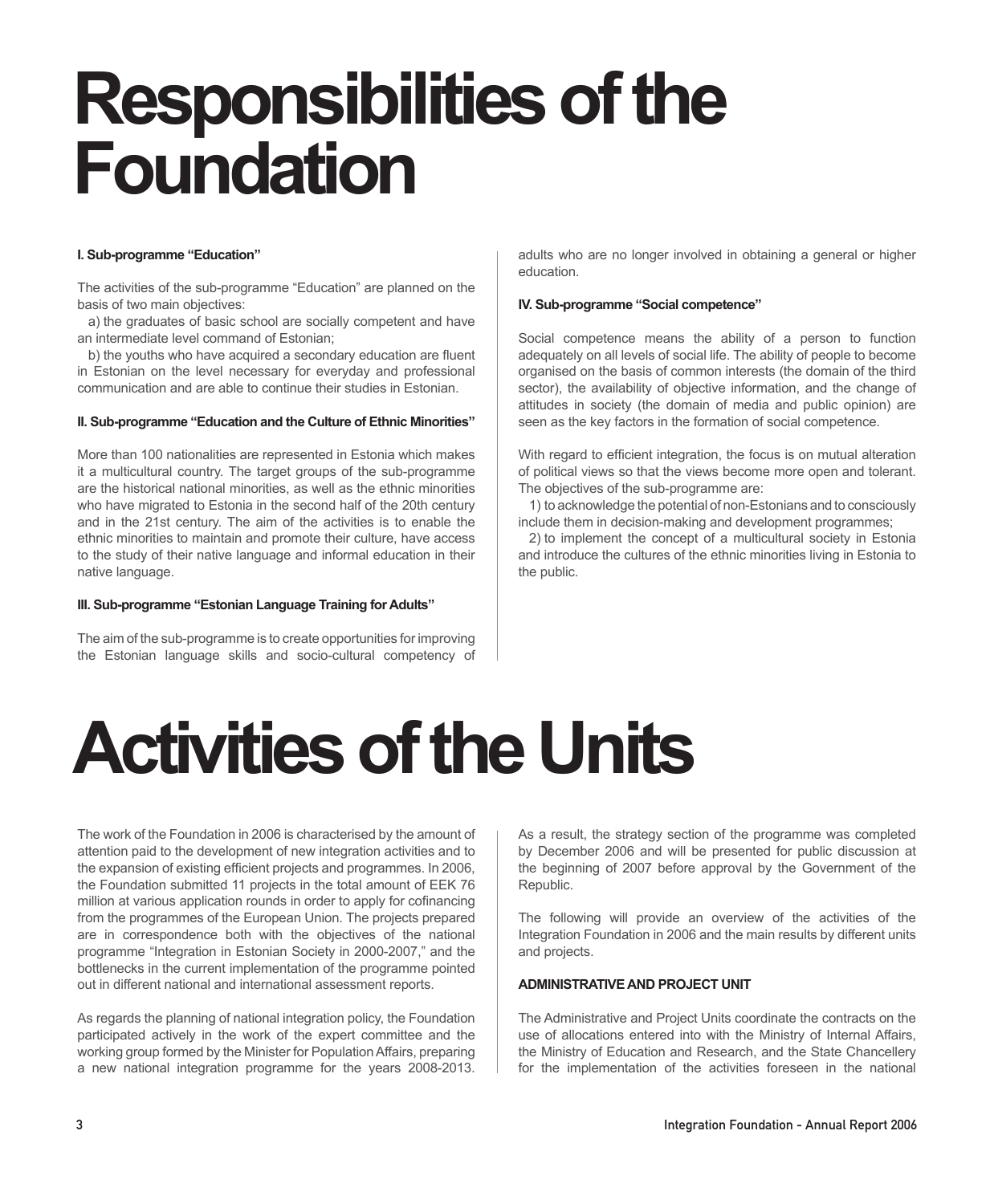# Responsibilities of the Foundation

**I. Sub-programme "Education"**

The activities of the sub-programme "Education" are planned on the basis of two main objectives:

a) the graduates of basic school are socially competent and have an intermediate level command of Estonian;

b) the youths who have acquired a secondary education are fluent in Estonian on the level necessary for everyday and professional communication and are able to continue their studies in Estonian.

**II. Sub-programme "Education and the Culture of Ethnic Minorities"**

More than 100 nationalities are represented in Estonia which makes it a multicultural country. The target groups of the sub-programme are the historical national minorities, as well as the ethnic minorities who have migrated to Estonia in the second half of the 20th century and in the 21st century. The aim of the activities is to enable the ethnic minorities to maintain and promote their culture, have access to the study of their native language and informal education in their native language.

**III. Sub-programme "Estonian Language Training for Adults"**

The aim of the sub-programme is to create opportunities for improving the Estonian language skills and socio-cultural competency of adults who are no longer involved in obtaining a general or higher education.

**IV. Sub-programme "Social competence"**

Social competence means the ability of a person to function adequately on all levels of social life. The ability of people to become organised on the basis of common interests (the domain of the third sector), the availability of objective information, and the change of attitudes in society (the domain of media and public opinion) are seen as the key factors in the formation of social competence.

With regard to efficient integration, the focus is on mutual alteration of political views so that the views become more open and tolerant. The objectives of the sub-programme are:

1) to acknowledge the potential of non-Estonians and to consciously include them in decision-making and development programmes;

2) to implement the concept of a multicultural society in Estonia and introduce the cultures of the ethnic minorities living in Estonia to the public.

# Activities of the Units

The work of the Foundation in 2006 is characterised by the amount of attention paid to the development of new integration activities and to the expansion of existing efficient projects and programmes. In 2006, the Foundation submitted 11 projects in the total amount of EEK 76 million at various application rounds in order to apply for cofinancing from the programmes of the European Union. The projects prepared are in correspondence both with the objectives of the national programme "Integration in Estonian Society in 2000-2007," and the bottlenecks in the current implementation of the programme pointed out in different national and international assessment reports.

As regards the planning of national integration policy, the Foundation participated actively in the work of the expert committee and the working group formed by the Minister for Population Affairs, preparing a new national integration programme for the years 2008-2013. As a result, the strategy section of the programme was completed by December 2006 and will be presented for public discussion at the beginning of 2007 before approval by the Government of the Republic.

The following will provide an overview of the activities of the Integration Foundation in 2006 and the main results by different units and projects.

**ADMINISTRATIVE AND PROJECT UNIT**

The Administrative and Project Units coordinate the contracts on the use of allocations entered into with the Ministry of Internal Affairs, the Ministry of Education and Research, and the State Chancellery for the implementation of the activities foreseen in the national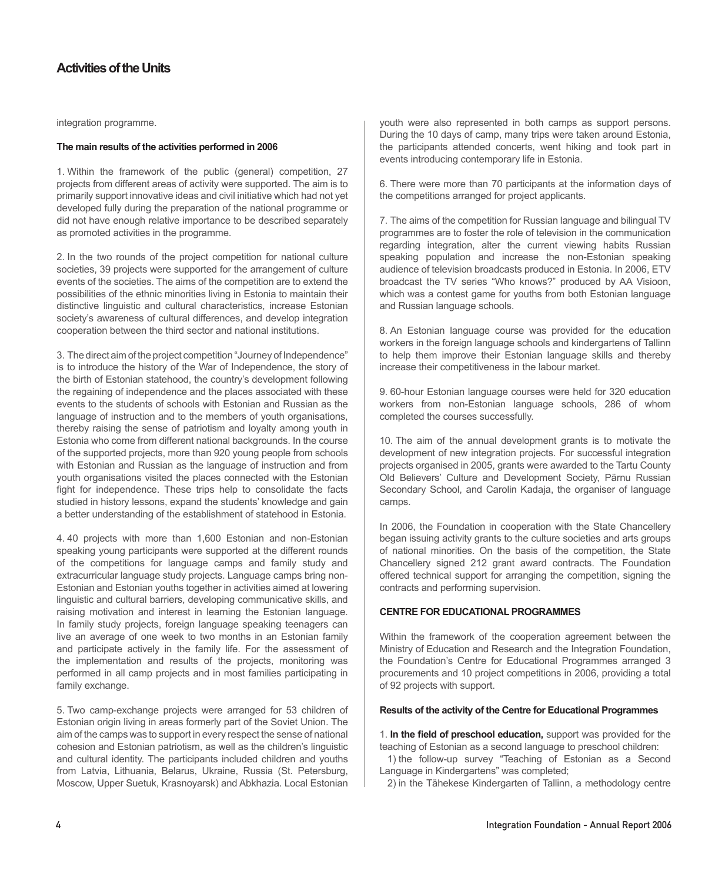## Activities of the Units

integration programme.

**The main results of the activities performed in 2006**

1. Within the framework of the public (general) competition, 27 projects from different areas of activity were supported. The aim is to primarily support innovative ideas and civil initiative which had not yet developed fully during the preparation of the national programme or did not have enough relative importance to be described separately as promoted activities in the programme.

2. In the two rounds of the project competition for national culture societies, 39 projects were supported for the arrangement of culture events of the societies. The aims of the competition are to extend the possibilities of the ethnic minorities living in Estonia to maintain their distinctive linguistic and cultural characteristics, increase Estonian society's awareness of cultural differences, and develop integration cooperation between the third sector and national institutions.

3. The direct aim of the project competition "Journey of Independence" is to introduce the history of the War of Independence, the story of the birth of Estonian statehood, the country's development following the regaining of independence and the places associated with these events to the students of schools with Estonian and Russian as the language of instruction and to the members of youth organisations, thereby raising the sense of patriotism and loyalty among youth in Estonia who come from different national backgrounds. In the course of the supported projects, more than 920 young people from schools with Estonian and Russian as the language of instruction and from youth organisations visited the places connected with the Estonian fight for independence. These trips help to consolidate the facts studied in history lessons, expand the students' knowledge and gain a better understanding of the establishment of statehood in Estonia.

4. 40 projects with more than 1,600 Estonian and non-Estonian speaking young participants were supported at the different rounds of the competitions for language camps and family study and extracurricular language study projects. Language camps bring non-Estonian and Estonian youths together in activities aimed at lowering linguistic and cultural barriers, developing communicative skills, and raising motivation and interest in learning the Estonian language. In family study projects, foreign language speaking teenagers can live an average of one week to two months in an Estonian family and participate actively in the family life. For the assessment of the implementation and results of the projects, monitoring was performed in all camp projects and in most families participating in family exchange.

5. Two camp-exchange projects were arranged for 53 children of Estonian origin living in areas formerly part of the Soviet Union. The aim of the camps was to support in every respect the sense of national cohesion and Estonian patriotism, as well as the children's linguistic and cultural identity. The participants included children and youths from Latvia, Lithuania, Belarus, Ukraine, Russia (St. Petersburg, Moscow, Upper Suetuk, Krasnoyarsk) and Abkhazia. Local Estonian youth were also represented in both camps as support persons. During the 10 days of camp, many trips were taken around Estonia, the participants attended concerts, went hiking and took part in events introducing contemporary life in Estonia.

6. There were more than 70 participants at the information days of the competitions arranged for project applicants.

7. The aims of the competition for Russian language and bilingual TV programmes are to foster the role of television in the communication regarding integration, alter the current viewing habits Russian speaking population and increase the non-Estonian speaking audience of television broadcasts produced in Estonia. In 2006, ETV broadcast the TV series "Who knows?" produced by AA Visioon, which was a contest game for youths from both Estonian language and Russian language schools.

8. An Estonian language course was provided for the education workers in the foreign language schools and kindergartens of Tallinn to help them improve their Estonian language skills and thereby increase their competitiveness in the labour market.

9. 60-hour Estonian language courses were held for 320 education workers from non-Estonian language schools, 286 of whom completed the courses successfully.

10. The aim of the annual development grants is to motivate the development of new integration projects. For successful integration projects organised in 2005, grants were awarded to the Tartu County Old Believers' Culture and Development Society, Pärnu Russian Secondary School, and Carolin Kadaja, the organiser of language camps.

In 2006, the Foundation in cooperation with the State Chancellery began issuing activity grants to the culture societies and arts groups of national minorities. On the basis of the competition, the State Chancellery signed 212 grant award contracts. The Foundation offered technical support for arranging the competition, signing the contracts and performing supervision.

### CENTRE FOR EDUCATIONAL PROGRAMMES

Within the framework of the cooperation agreement between the Ministry of Education and Research and the Integration Foundation, the Foundation's Centre for Educational Programmes arranged 3 procurements and 10 project competitions in 2006, providing a total of 92 projects with support.

**Results of the activity of the Centre for Educational Programmes**

1. **In the field of preschool education,** support was provided for the teaching of Estonian as a second language to preschool children:

1) the follow-up survey "Teaching of Estonian as a Second Language in Kindergartens" was completed;

2) in the Tähekese Kindergarten of Tallinn, a methodology centre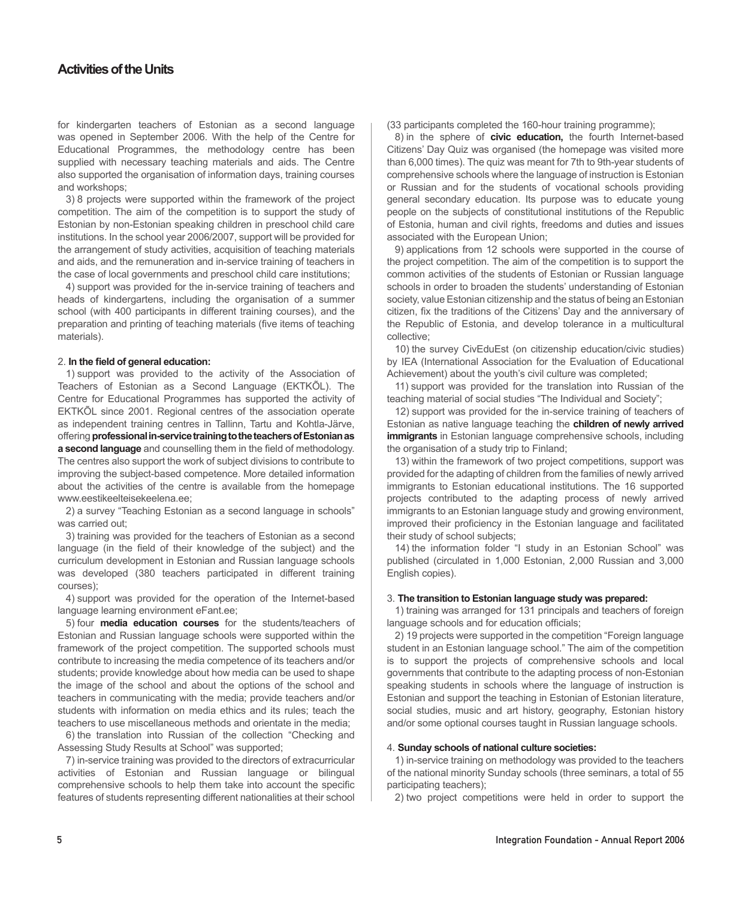## Activities of the Units

for kindergarten teachers of Estonian as a second language was opened in September 2006. With the help of the Centre for Educational Programmes, the methodology centre has been supplied with necessary teaching materials and aids. The Centre also supported the organisation of information days, training courses and workshops;

3) 8 projects were supported within the framework of the project competition. The aim of the competition is to support the study of Estonian by non-Estonian speaking children in preschool child care institutions. In the school year 2006/2007, support will be provided for the arrangement of study activities, acquisition of teaching materials and aids, and the remuneration and in-service training of teachers in the case of local governments and preschool child care institutions;

4) support was provided for the in-service training of teachers and heads of kindergartens, including the organisation of a summer school (with 400 participants in different training courses), and the preparation and printing of teaching materials (five items of teaching materials).

2. **In the field of general education:**

1) support was provided to the activity of the Association of Teachers of Estonian as a Second Language (EKTKÕL). The Centre for Educational Programmes has supported the activity of EKTKÕL since 2001. Regional centres of the association operate as independent training centres in Tallinn, Tartu and Kohtla-Järve, offering **professional in-service training to the teachers of Estonian as a second language** and counselling them in the field of methodology. The centres also support the work of subject divisions to contribute to improving the subject-based competence. More detailed information about the activities of the centre is available from the homepage www.eestikeelteisekeelena.ee;

2) a survey "Teaching Estonian as a second language in schools" was carried out;

3) training was provided for the teachers of Estonian as a second language (in the field of their knowledge of the subject) and the curriculum development in Estonian and Russian language schools was developed (380 teachers participated in different training courses);

4) support was provided for the operation of the Internet-based language learning environment eFant.ee;

5) four **media education courses** for the students/teachers of Estonian and Russian language schools were supported within the framework of the project competition. The supported schools must contribute to increasing the media competence of its teachers and/or students; provide knowledge about how media can be used to shape the image of the school and about the options of the school and teachers in communicating with the media; provide teachers and/or students with information on media ethics and its rules; teach the teachers to use miscellaneous methods and orientate in the media;

6) the translation into Russian of the collection "Checking and Assessing Study Results at School" was supported;

7) in-service training was provided to the directors of extracurricular activities of Estonian and Russian language or bilingual comprehensive schools to help them take into account the specific features of students representing different nationalities at their school (33 participants completed the 160-hour training programme);

8) in the sphere of **civic education,** the fourth Internet-based Citizens' Day Quiz was organised (the homepage was visited more than 6,000 times). The quiz was meant for 7th to 9th-year students of comprehensive schools where the language of instruction is Estonian or Russian and for the students of vocational schools providing general secondary education. Its purpose was to educate young people on the subjects of constitutional institutions of the Republic of Estonia, human and civil rights, freedoms and duties and issues associated with the European Union;

9) applications from 12 schools were supported in the course of the project competition. The aim of the competition is to support the common activities of the students of Estonian or Russian language schools in order to broaden the students' understanding of Estonian society, value Estonian citizenship and the status of being an Estonian citizen, fix the traditions of the Citizens' Day and the anniversary of the Republic of Estonia, and develop tolerance in a multicultural collective;

10) the survey CivEduEst (on citizenship education/civic studies) by IEA (International Association for the Evaluation of Educational Achievement) about the youth's civil culture was completed;

11) support was provided for the translation into Russian of the teaching material of social studies "The Individual and Society";

12) support was provided for the in-service training of teachers of Estonian as native language teaching the **children of newly arrived immigrants** in Estonian language comprehensive schools, including the organisation of a study trip to Finland;

13) within the framework of two project competitions, support was provided for the adapting of children from the families of newly arrived immigrants to Estonian educational institutions. The 16 supported projects contributed to the adapting process of newly arrived immigrants to an Estonian language study and growing environment, improved their proficiency in the Estonian language and facilitated their study of school subjects;

14) the information folder "I study in an Estonian School" was published (circulated in 1,000 Estonian, 2,000 Russian and 3,000 English copies).

3. **The transition to Estonian language study was prepared:**

1) training was arranged for 131 principals and teachers of foreign language schools and for education officials;

2) 19 projects were supported in the competition "Foreign language student in an Estonian language school." The aim of the competition is to support the projects of comprehensive schools and local governments that contribute to the adapting process of non-Estonian speaking students in schools where the language of instruction is Estonian and support the teaching in Estonian of Estonian literature, social studies, music and art history, geography, Estonian history and/or some optional courses taught in Russian language schools.

4. **Sunday schools of national culture societies:**

1) in-service training on methodology was provided to the teachers of the national minority Sunday schools (three seminars, a total of 55 participating teachers);

2) two project competitions were held in order to support the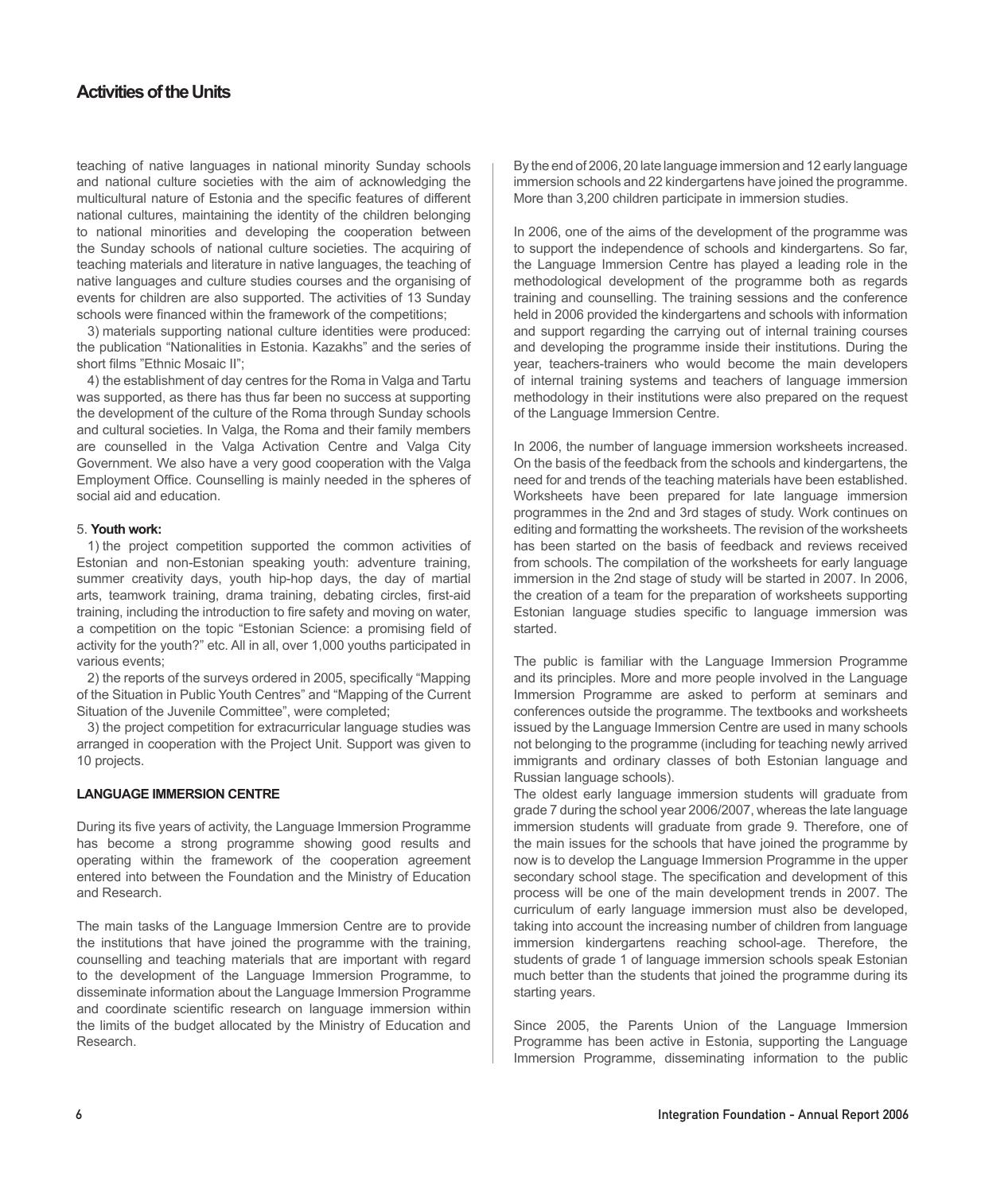## Activities of the Units

teaching of native languages in national minority Sunday schools and national culture societies with the aim of acknowledging the multicultural nature of Estonia and the specific features of different national cultures, maintaining the identity of the children belonging to national minorities and developing the cooperation between the Sunday schools of national culture societies. The acquiring of teaching materials and literature in native languages, the teaching of native languages and culture studies courses and the organising of events for children are also supported. The activities of 13 Sunday schools were financed within the framework of the competitions;

3) materials supporting national culture identities were produced: the publication "Nationalities in Estonia. Kazakhs" and the series of short films "Ethnic Mosaic II";

4) the establishment of day centres for the Roma in Valga and Tartu was supported, as there has thus far been no success at supporting the development of the culture of the Roma through Sunday schools and cultural societies. In Valga, the Roma and their family members are counselled in the Valga Activation Centre and Valga City Government. We also have a very good cooperation with the Valga Employment Office. Counselling is mainly needed in the spheres of social aid and education.

5. **Youth work:**

1) the project competition supported the common activities of Estonian and non-Estonian speaking youth: adventure training, summer creativity days, youth hip-hop days, the day of martial arts, teamwork training, drama training, debating circles, first-aid training, including the introduction to fire safety and moving on water, a competition on the topic "Estonian Science: a promising field of activity for the youth?" etc. All in all, over 1,000 youths participated in various events;

2) the reports of the surveys ordered in 2005, specifically "Mapping of the Situation in Public Youth Centres" and "Mapping of the Current Situation of the Juvenile Committee", were completed;

3) the project competition for extracurricular language studies was arranged in cooperation with the Project Unit. Support was given to 10 projects.

### LANGUAGE IMMERSION CENTRE

During its five years of activity, the Language Immersion Programme has become a strong programme showing good results and operating within the framework of the cooperation agreement entered into between the Foundation and the Ministry of Education and Research.

The main tasks of the Language Immersion Centre are to provide the institutions that have joined the programme with the training, counselling and teaching materials that are important with regard to the development of the Language Immersion Programme, to disseminate information about the Language Immersion Programme and coordinate scientific research on language immersion within the limits of the budget allocated by the Ministry of Education and Research.

By the end of 2006, 20 late language immersion and 12 early language immersion schools and 22 kindergartens have joined the programme. More than 3,200 children participate in immersion studies.

In 2006, one of the aims of the development of the programme was to support the independence of schools and kindergartens. So far, the Language Immersion Centre has played a leading role in the methodological development of the programme both as regards training and counselling. The training sessions and the conference held in 2006 provided the kindergartens and schools with information and support regarding the carrying out of internal training courses and developing the programme inside their institutions. During the year, teachers-trainers who would become the main developers of internal training systems and teachers of language immersion methodology in their institutions were also prepared on the request of the Language Immersion Centre.

In 2006, the number of language immersion worksheets increased. On the basis of the feedback from the schools and kindergartens, the need for and trends of the teaching materials have been established. Worksheets have been prepared for late language immersion programmes in the 2nd and 3rd stages of study. Work continues on editing and formatting the worksheets. The revision of the worksheets has been started on the basis of feedback and reviews received from schools. The compilation of the worksheets for early language immersion in the 2nd stage of study will be started in 2007. In 2006, the creation of a team for the preparation of worksheets supporting Estonian language studies specific to language immersion was started.

The public is familiar with the Language Immersion Programme and its principles. More and more people involved in the Language Immersion Programme are asked to perform at seminars and conferences outside the programme. The textbooks and worksheets issued by the Language Immersion Centre are used in many schools not belonging to the programme (including for teaching newly arrived immigrants and ordinary classes of both Estonian language and Russian language schools).

The oldest early language immersion students will graduate from grade 7 during the school year 2006/2007, whereas the late language immersion students will graduate from grade 9. Therefore, one of the main issues for the schools that have joined the programme by now is to develop the Language Immersion Programme in the upper secondary school stage. The specification and development of this process will be one of the main development trends in 2007. The curriculum of early language immersion must also be developed, taking into account the increasing number of children from language immersion kindergartens reaching school-age. Therefore, the students of grade 1 of language immersion schools speak Estonian much better than the students that joined the programme during its starting years.

Since 2005, the Parents Union of the Language Immersion Programme has been active in Estonia, supporting the Language Immersion Programme, disseminating information to the public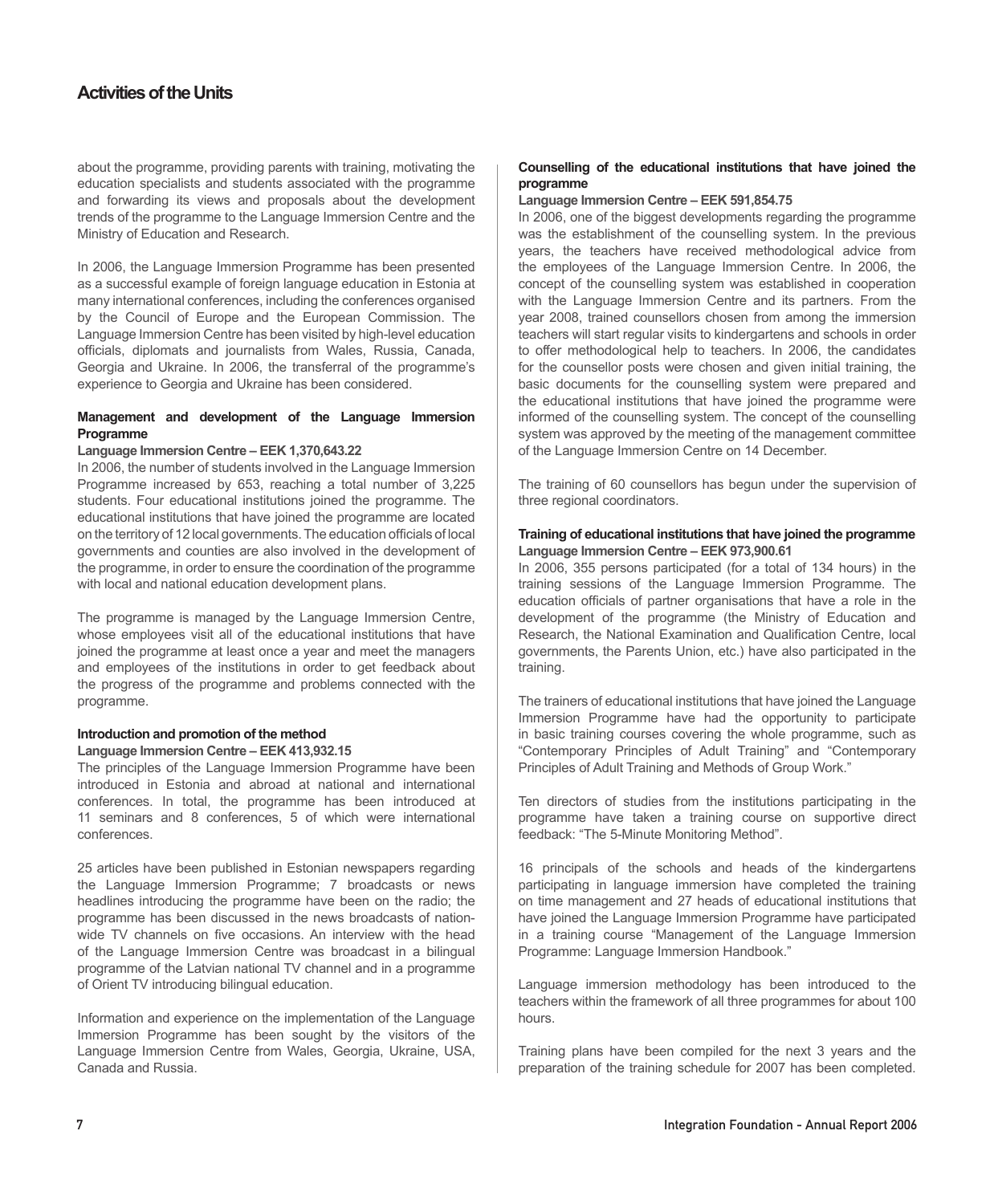## Activities of the Units

about the programme, providing parents with training, motivating the education specialists and students associated with the programme and forwarding its views and proposals about the development trends of the programme to the Language Immersion Centre and the Ministry of Education and Research.

In 2006, the Language Immersion Programme has been presented as a successful example of foreign language education in Estonia at many international conferences, including the conferences organised by the Council of Europe and the European Commission. The Language Immersion Centre has been visited by high-level education officials, diplomats and journalists from Wales, Russia, Canada, Georgia and Ukraine. In 2006, the transferral of the programme's experience to Georgia and Ukraine has been considered.

### Management and development of the Language Immersion Programme

**Language Immersion Centre – EEK 1,370,643.22**

In 2006, the number of students involved in the Language Immersion Programme increased by 653, reaching a total number of 3,225 students. Four educational institutions joined the programme. The educational institutions that have joined the programme are located on the territory of 12 local governments. The education officials of local governments and counties are also involved in the development of the programme, in order to ensure the coordination of the programme with local and national education development plans.

The programme is managed by the Language Immersion Centre, whose employees visit all of the educational institutions that have joined the programme at least once a year and meet the managers and employees of the institutions in order to get feedback about the progress of the programme and problems connected with the programme.

### Introduction and promotion of the method

**Language Immersion Centre – EEK 413,932.15**

The principles of the Language Immersion Programme have been introduced in Estonia and abroad at national and international conferences. In total, the programme has been introduced at 11 seminars and 8 conferences, 5 of which were international conferences.

25 articles have been published in Estonian newspapers regarding the Language Immersion Programme; 7 broadcasts or news headlines introducing the programme have been on the radio; the programme has been discussed in the news broadcasts of nation-wide TV channels on five occasions. An interview with the head of the Language Immersion Centre was broadcast in a bilingual programme of the Latvian national TV channel and in a programme of Orient TV introducing bilingual education.

Information and experience on the implementation of the Language Immersion Programme has been sought by the visitors of the Language Immersion Centre from Wales, Georgia, Ukraine, USA, Canada and Russia.

### Counselling of the educational institutions that have joined the programme

**Language Immersion Centre – EEK 591,854.75**

In 2006, one of the biggest developments regarding the programme was the establishment of the counselling system. In the previous years, the teachers have received methodological advice from the employees of the Language Immersion Centre. In 2006, the concept of the counselling system was established in cooperation with the Language Immersion Centre and its partners. From the year 2008, trained counsellors chosen from among the immersion teachers will start regular visits to kindergartens and schools in order to offer methodological help to teachers. In 2006, the candidates for the counsellor posts were chosen and given initial training, the basic documents for the counselling system were prepared and the educational institutions that have joined the programme were informed of the counselling system. The concept of the counselling system was approved by the meeting of the management committee of the Language Immersion Centre on 14 December.

The training of 60 counsellors has begun under the supervision of three regional coordinators.

### Training of educational institutions that have joined the programme

**Language Immersion Centre – EEK 973,900.61**

In 2006, 355 persons participated (for a total of 134 hours) in the training sessions of the Language Immersion Programme. The education officials of partner organisations that have a role in the development of the programme (the Ministry of Education and Research, the National Examination and Qualification Centre, local governments, the Parents Union, etc.) have also participated in the training.

The trainers of educational institutions that have joined the Language Immersion Programme have had the opportunity to participate in basic training courses covering the whole programme, such as "Contemporary Principles of Adult Training" and "Contemporary Principles of Adult Training and Methods of Group Work."

Ten directors of studies from the institutions participating in the programme have taken a training course on supportive direct feedback: "The 5-Minute Monitoring Method".

16 principals of the schools and heads of the kindergartens participating in language immersion have completed the training on time management and 27 heads of educational institutions that have joined the Language Immersion Programme have participated in a training course "Management of the Language Immersion Programme: Language Immersion Handbook."

Language immersion methodology has been introduced to the teachers within the framework of all three programmes for about 100 hours.

Training plans have been compiled for the next 3 years and the preparation of the training schedule for 2007 has been completed.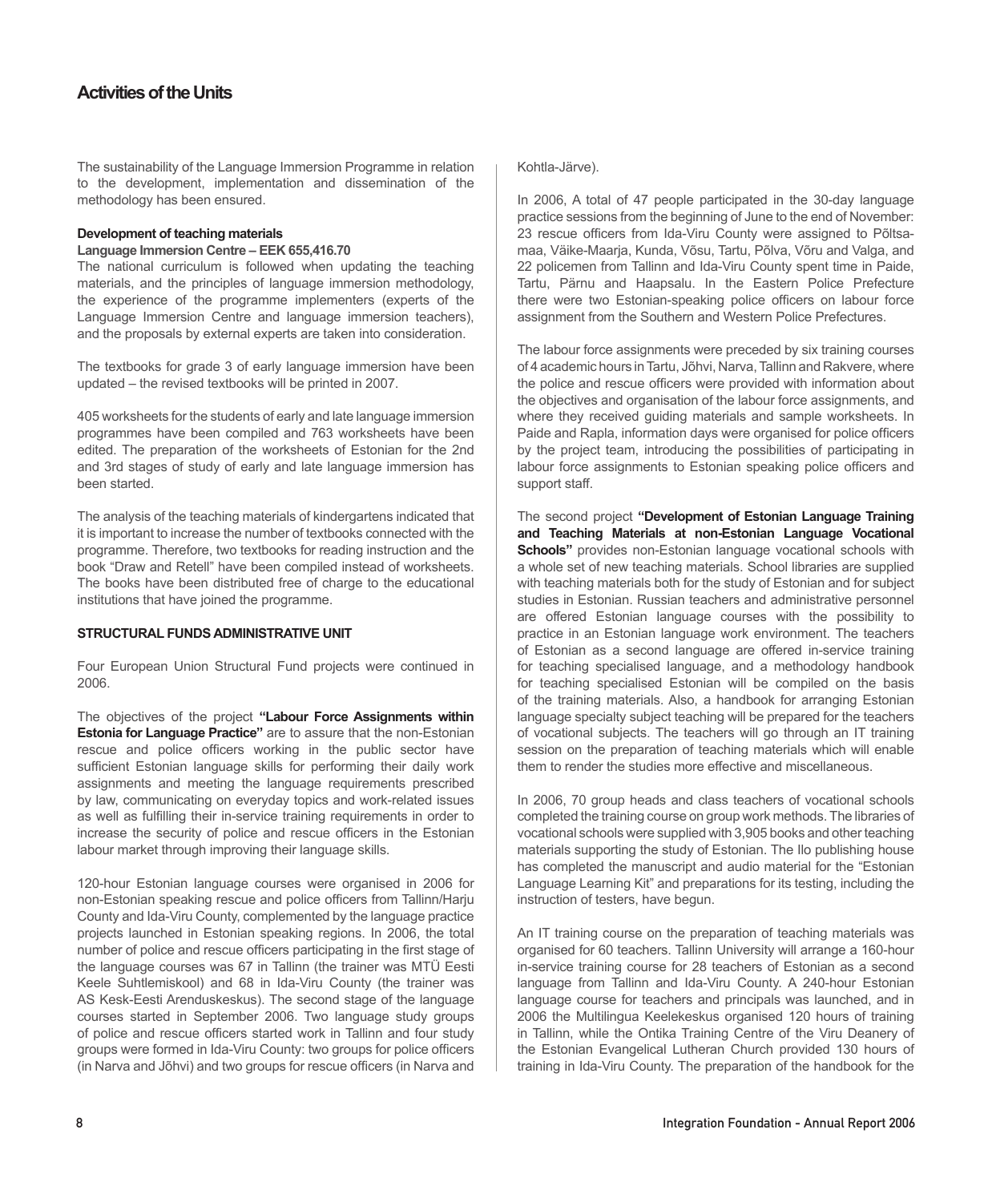## Activities of the Units

The sustainability of the Language Immersion Programme in relation to the development, implementation and dissemination of the methodology has been ensured.

**Development of teaching materials**
**Language Immersion Centre – EEK 655,416.70**
The national curriculum is followed when updating the teaching materials, and the principles of language immersion methodology, the experience of the programme implementers (experts of the Language Immersion Centre and language immersion teachers), and the proposals by external experts are taken into consideration.

The textbooks for grade 3 of early language immersion have been updated – the revised textbooks will be printed in 2007.

405 worksheets for the students of early and late language immersion programmes have been compiled and 763 worksheets have been edited. The preparation of the worksheets of Estonian for the 2nd and 3rd stages of study of early and late language immersion has been started.

The analysis of the teaching materials of kindergartens indicated that it is important to increase the number of textbooks connected with the programme. Therefore, two textbooks for reading instruction and the book "Draw and Retell" have been compiled instead of worksheets. The books have been distributed free of charge to the educational institutions that have joined the programme.

### STRUCTURAL FUNDS ADMINISTRATIVE UNIT

Four European Union Structural Fund projects were continued in 2006.

The objectives of the project **"Labour Force Assignments within Estonia for Language Practice"** are to assure that the non-Estonian rescue and police officers working in the public sector have sufficient Estonian language skills for performing their daily work assignments and meeting the language requirements prescribed by law, communicating on everyday topics and work-related issues as well as fulfilling their in-service training requirements in order to increase the security of police and rescue officers in the Estonian labour market through improving their language skills.

120-hour Estonian language courses were organised in 2006 for non-Estonian speaking rescue and police officers from Tallinn/Harju County and Ida-Viru County, complemented by the language practice projects launched in Estonian speaking regions. In 2006, the total number of police and rescue officers participating in the first stage of the language courses was 67 in Tallinn (the trainer was MTÜ Eesti Keele Suhtlemiskool) and 68 in Ida-Viru County (the trainer was AS Kesk-Eesti Arenduskeskus). The second stage of the language courses started in September 2006. Two language study groups of police and rescue officers started work in Tallinn and four study groups were formed in Ida-Viru County: two groups for police officers (in Narva and Jõhvi) and two groups for rescue officers (in Narva and Kohtla-Järve).

In 2006, A total of 47 people participated in the 30-day language practice sessions from the beginning of June to the end of November: 23 rescue officers from Ida-Viru County were assigned to Põltsamaa, Väike-Maarja, Kunda, Võsu, Tartu, Põlva, Võru and Valga, and 22 policemen from Tallinn and Ida-Viru County spent time in Paide, Tartu, Pärnu and Haapsalu. In the Eastern Police Prefecture there were two Estonian-speaking police officers on labour force assignment from the Southern and Western Police Prefectures.

The labour force assignments were preceded by six training courses of 4 academic hours in Tartu, Jõhvi, Narva, Tallinn and Rakvere, where the police and rescue officers were provided with information about the objectives and organisation of the labour force assignments, and where they received guiding materials and sample worksheets. In Paide and Rapla, information days were organised for police officers by the project team, introducing the possibilities of participating in labour force assignments to Estonian speaking police officers and support staff.

The second project **"Development of Estonian Language Training and Teaching Materials at non-Estonian Language Vocational Schools"** provides non-Estonian language vocational schools with a whole set of new teaching materials. School libraries are supplied with teaching materials both for the study of Estonian and for subject studies in Estonian. Russian teachers and administrative personnel are offered Estonian language courses with the possibility to practice in an Estonian language work environment. The teachers of Estonian as a second language are offered in-service training for teaching specialised language, and a methodology handbook for teaching specialised Estonian will be compiled on the basis of the training materials. Also, a handbook for arranging Estonian language specialty subject teaching will be prepared for the teachers of vocational subjects. The teachers will go through an IT training session on the preparation of teaching materials which will enable them to render the studies more effective and miscellaneous.

In 2006, 70 group heads and class teachers of vocational schools completed the training course on group work methods. The libraries of vocational schools were supplied with 3,905 books and other teaching materials supporting the study of Estonian. The Ilo publishing house has completed the manuscript and audio material for the "Estonian Language Learning Kit" and preparations for its testing, including the instruction of testers, have begun.

An IT training course on the preparation of teaching materials was organised for 60 teachers. Tallinn University will arrange a 160-hour in-service training course for 28 teachers of Estonian as a second language from Tallinn and Ida-Viru County. A 240-hour Estonian language course for teachers and principals was launched, and in 2006 the Multilingua Keelekeskus organised 120 hours of training in Tallinn, while the Ontika Training Centre of the Viru Deanery of the Estonian Evangelical Lutheran Church provided 130 hours of training in Ida-Viru County. The preparation of the handbook for the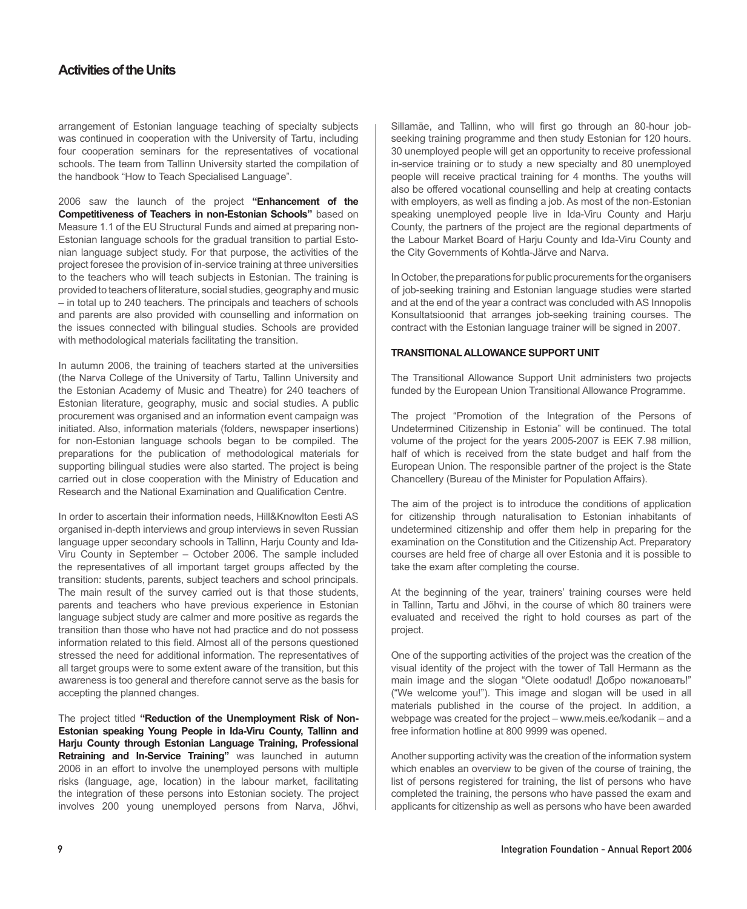arrangement of Estonian language teaching of specialty subjects was continued in cooperation with the University of Tartu, including four cooperation seminars for the representatives of vocational schools. The team from Tallinn University started the compilation of the handbook "How to Teach Specialised Language".

2006 saw the launch of the project **"Enhancement of the Competitiveness of Teachers in non-Estonian Schools"** based on Measure 1.1 of the EU Structural Funds and aimed at preparing non-Estonian language schools for the gradual transition to partial Estonian language subject study. For that purpose, the activities of the project foresee the provision of in-service training at three universities to the teachers who will teach subjects in Estonian. The training is provided to teachers of literature, social studies, geography and music – in total up to 240 teachers. The principals and teachers of schools and parents are also provided with counselling and information on the issues connected with bilingual studies. Schools are provided with methodological materials facilitating the transition.

In autumn 2006, the training of teachers started at the universities (the Narva College of the University of Tartu, Tallinn University and the Estonian Academy of Music and Theatre) for 240 teachers of Estonian literature, geography, music and social studies. A public procurement was organised and an information event campaign was initiated. Also, information materials (folders, newspaper insertions) for non-Estonian language schools began to be compiled. The preparations for the publication of methodological materials for supporting bilingual studies were also started. The project is being carried out in close cooperation with the Ministry of Education and Research and the National Examination and Qualification Centre.

In order to ascertain their information needs, Hill&Knowlton Eesti AS organised in-depth interviews and group interviews in seven Russian language upper secondary schools in Tallinn, Harju County and Ida-Viru County in September – October 2006. The sample included the representatives of all important target groups affected by the transition: students, parents, subject teachers and school principals. The main result of the survey carried out is that those students, parents and teachers who have previous experience in Estonian language subject study are calmer and more positive as regards the transition than those who have not had practice and do not possess information related to this field. Almost all of the persons questioned stressed the need for additional information. The representatives of all target groups were to some extent aware of the transition, but this awareness is too general and therefore cannot serve as the basis for accepting the planned changes.

The project titled **"Reduction of the Unemployment Risk of Non-Estonian speaking Young People in Ida-Viru County, Tallinn and Harju County through Estonian Language Training, Professional Retraining and In-Service Training"** was launched in autumn 2006 in an effort to involve the unemployed persons with multiple risks (language, age, location) in the labour market, facilitating the integration of these persons into Estonian society. The project involves 200 young unemployed persons from Narva, Jõhvi, Sillamäe, and Tallinn, who will first go through an 80-hour job-seeking training programme and then study Estonian for 120 hours. 30 unemployed people will get an opportunity to receive professional in-service training or to study a new specialty and 80 unemployed people will receive practical training for 4 months. The youths will also be offered vocational counselling and help at creating contacts with employers, as well as finding a job. As most of the non-Estonian speaking unemployed people live in Ida-Viru County and Harju County, the partners of the project are the regional departments of the Labour Market Board of Harju County and Ida-Viru County and the City Governments of Kohtla-Järve and Narva.

In October, the preparations for public procurements for the organisers of job-seeking training and Estonian language studies were started and at the end of the year a contract was concluded with AS Innopolis Konsultatsioonid that arranges job-seeking training courses. The contract with the Estonian language trainer will be signed in 2007.

### TRANSITIONAL ALLOWANCE SUPPORT UNIT

The Transitional Allowance Support Unit administers two projects funded by the European Union Transitional Allowance Programme.

The project "Promotion of the Integration of the Persons of Undetermined Citizenship in Estonia" will be continued. The total volume of the project for the years 2005-2007 is EEK 7.98 million, half of which is received from the state budget and half from the European Union. The responsible partner of the project is the State Chancellery (Bureau of the Minister for Population Affairs).

The aim of the project is to introduce the conditions of application for citizenship through naturalisation to Estonian inhabitants of undetermined citizenship and offer them help in preparing for the examination on the Constitution and the Citizenship Act. Preparatory courses are held free of charge all over Estonia and it is possible to take the exam after completing the course.

At the beginning of the year, trainers' training courses were held in Tallinn, Tartu and Jõhvi, in the course of which 80 trainers were evaluated and received the right to hold courses as part of the project.

One of the supporting activities of the project was the creation of the visual identity of the project with the tower of Tall Hermann as the main image and the slogan "Olete oodatud! Добро пожаловать!" ("We welcome you!"). This image and slogan will be used in all materials published in the course of the project. In addition, a webpage was created for the project – www.meis.ee/kodanik – and a free information hotline at 800 9999 was opened.

Another supporting activity was the creation of the information system which enables an overview to be given of the course of training, the list of persons registered for training, the list of persons who have completed the training, the persons who have passed the exam and applicants for citizenship as well as persons who have been awarded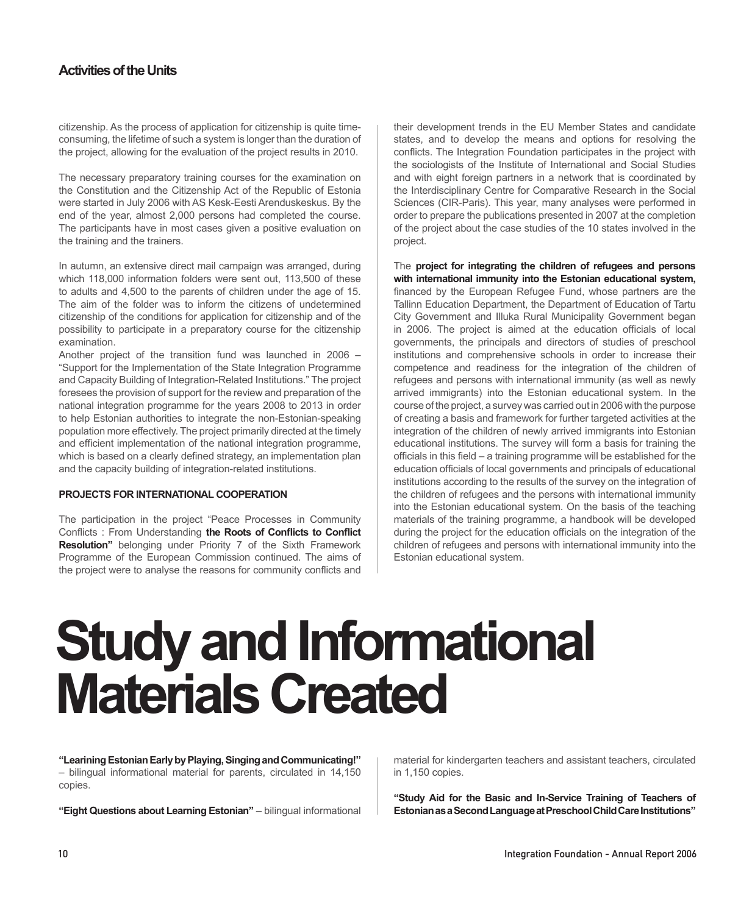citizenship. As the process of application for citizenship is quite time-consuming, the lifetime of such a system is longer than the duration of the project, allowing for the evaluation of the project results in 2010.

The necessary preparatory training courses for the examination on the Constitution and the Citizenship Act of the Republic of Estonia were started in July 2006 with AS Kesk-Eesti Arenduskeskus. By the end of the year, almost 2,000 persons had completed the course. The participants have in most cases given a positive evaluation on the training and the trainers.

In autumn, an extensive direct mail campaign was arranged, during which 118,000 information folders were sent out, 113,500 of these to adults and 4,500 to the parents of children under the age of 15. The aim of the folder was to inform the citizens of undetermined citizenship of the conditions for application for citizenship and of the possibility to participate in a preparatory course for the citizenship examination.

Another project of the transition fund was launched in 2006 – "Support for the Implementation of the State Integration Programme and Capacity Building of Integration-Related Institutions." The project foresees the provision of support for the review and preparation of the national integration programme for the years 2008 to 2013 in order to help Estonian authorities to integrate the non-Estonian-speaking population more effectively. The project primarily directed at the timely and efficient implementation of the national integration programme, which is based on a clearly defined strategy, an implementation plan and the capacity building of integration-related institutions.

#### PROJECTS FOR INTERNATIONAL COOPERATION

The participation in the project "Peace Processes in Community Conflicts : From Understanding **the Roots of Conflicts to Conflict Resolution"** belonging under Priority 7 of the Sixth Framework Programme of the European Commission continued. The aims of the project were to analyse the reasons for community conflicts and their development trends in the EU Member States and candidate states, and to develop the means and options for resolving the conflicts. The Integration Foundation participates in the project with the sociologists of the Institute of International and Social Studies and with eight foreign partners in a network that is coordinated by the Interdisciplinary Centre for Comparative Research in the Social Sciences (CIR-Paris). This year, many analyses were performed in order to prepare the publications presented in 2007 at the completion of the project about the case studies of the 10 states involved in the project.

The **project for integrating the children of refugees and persons with international immunity into the Estonian educational system,** financed by the European Refugee Fund, whose partners are the Tallinn Education Department, the Department of Education of Tartu City Government and Illuka Rural Municipality Government began in 2006. The project is aimed at the education officials of local governments, the principals and directors of studies of preschool institutions and comprehensive schools in order to increase their competence and readiness for the integration of the children of refugees and persons with international immunity (as well as newly arrived immigrants) into the Estonian educational system. In the course of the project, a survey was carried out in 2006 with the purpose of creating a basis and framework for further targeted activities at the integration of the children of newly arrived immigrants into Estonian educational institutions. The survey will form a basis for training the officials in this field – a training programme will be established for the education officials of local governments and principals of educational institutions according to the results of the survey on the integration of the children of refugees and the persons with international immunity into the Estonian educational system. On the basis of the teaching materials of the training programme, a handbook will be developed during the project for the education officials on the integration of the children of refugees and persons with international immunity into the Estonian educational system.

# Study and Informational Materials Created

**"Learining Estonian Early by Playing, Singing and Communicating!"** – bilingual informational material for parents, circulated in 14,150 copies.

**"Eight Questions about Learning Estonian"** – bilingual informational material for kindergarten teachers and assistant teachers, circulated in 1,150 copies.

**"Study Aid for the Basic and In-Service Training of Teachers of Estonian as a Second Language at Preschool Child Care Institutions"**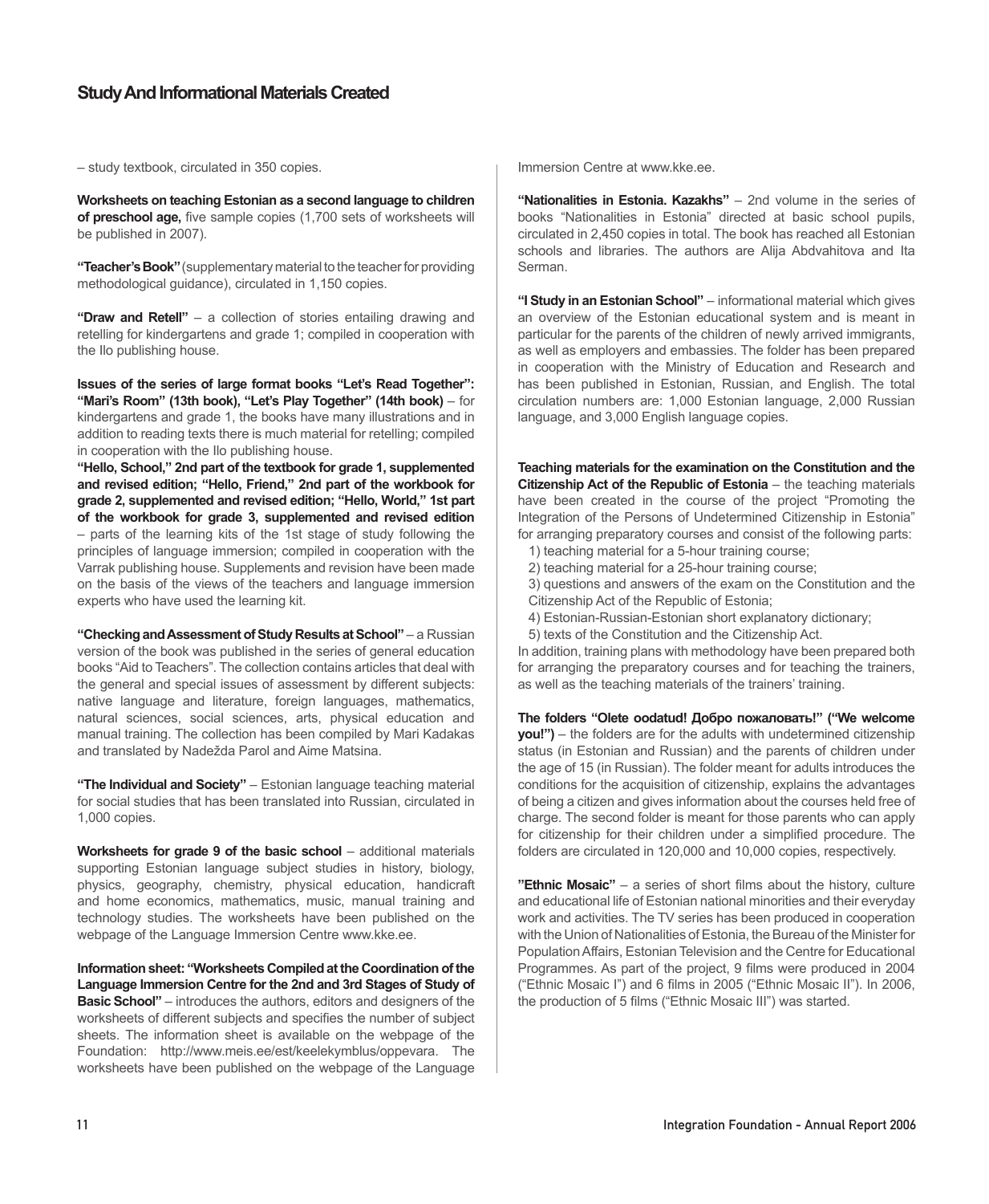## Study And Informational Materials Created

– study textbook, circulated in 350 copies.

**Worksheets on teaching Estonian as a second language to children of preschool age,** five sample copies (1,700 sets of worksheets will be published in 2007).

**"Teacher's Book"** (supplementary material to the teacher for providing methodological guidance), circulated in 1,150 copies.

**"Draw and Retell"** – a collection of stories entailing drawing and retelling for kindergartens and grade 1; compiled in cooperation with the Ilo publishing house.

**Issues of the series of large format books "Let's Read Together": "Mari's Room" (13th book), "Let's Play Together" (14th book)** – for kindergartens and grade 1, the books have many illustrations and in addition to reading texts there is much material for retelling; compiled in cooperation with the Ilo publishing house.

**"Hello, School," 2nd part of the textbook for grade 1, supplemented and revised edition; "Hello, Friend," 2nd part of the workbook for grade 2, supplemented and revised edition; "Hello, World," 1st part of the workbook for grade 3, supplemented and revised edition** – parts of the learning kits of the 1st stage of study following the principles of language immersion; compiled in cooperation with the Varrak publishing house. Supplements and revision have been made on the basis of the views of the teachers and language immersion experts who have used the learning kit.

**"Checking and Assessment of Study Results at School"** – a Russian version of the book was published in the series of general education books "Aid to Teachers". The collection contains articles that deal with the general and special issues of assessment by different subjects: native language and literature, foreign languages, mathematics, natural sciences, social sciences, arts, physical education and manual training. The collection has been compiled by Mari Kadakas and translated by Nadežda Parol and Aime Matsina.

**"The Individual and Society"** – Estonian language teaching material for social studies that has been translated into Russian, circulated in 1,000 copies.

**Worksheets for grade 9 of the basic school** – additional materials supporting Estonian language subject studies in history, biology, physics, geography, chemistry, physical education, handicraft and home economics, mathematics, music, manual training and technology studies. The worksheets have been published on the webpage of the Language Immersion Centre www.kke.ee.

**Information sheet: "Worksheets Compiled at the Coordination of the Language Immersion Centre for the 2nd and 3rd Stages of Study of Basic School"** – introduces the authors, editors and designers of the worksheets of different subjects and specifies the number of subject sheets. The information sheet is available on the webpage of the Foundation: http://www.meis.ee/est/keelekymblus/oppevara. The worksheets have been published on the webpage of the Language Immersion Centre at www.kke.ee.

**"Nationalities in Estonia. Kazakhs"** – 2nd volume in the series of books "Nationalities in Estonia" directed at basic school pupils, circulated in 2,450 copies in total. The book has reached all Estonian schools and libraries. The authors are Alija Abdvahitova and Ita Serman.

**"I Study in an Estonian School"** – informational material which gives an overview of the Estonian educational system and is meant in particular for the parents of the children of newly arrived immigrants, as well as employers and embassies. The folder has been prepared in cooperation with the Ministry of Education and Research and has been published in Estonian, Russian, and English. The total circulation numbers are: 1,000 Estonian language, 2,000 Russian language, and 3,000 English language copies.

**Teaching materials for the examination on the Constitution and the Citizenship Act of the Republic of Estonia** – the teaching materials have been created in the course of the project "Promoting the Integration of the Persons of Undetermined Citizenship in Estonia" for arranging preparatory courses and consist of the following parts:

1) teaching material for a 5-hour training course;
2) teaching material for a 25-hour training course;
3) questions and answers of the exam on the Constitution and the Citizenship Act of the Republic of Estonia;
4) Estonian-Russian-Estonian short explanatory dictionary;
5) texts of the Constitution and the Citizenship Act.

In addition, training plans with methodology have been prepared both for arranging the preparatory courses and for teaching the trainers, as well as the teaching materials of the trainers' training.

**The folders "Olete oodatud! Добро пожаловать!" ("We welcome you!")** – the folders are for the adults with undetermined citizenship status (in Estonian and Russian) and the parents of children under the age of 15 (in Russian). The folder meant for adults introduces the conditions for the acquisition of citizenship, explains the advantages of being a citizen and gives information about the courses held free of charge. The second folder is meant for those parents who can apply for citizenship for their children under a simplified procedure. The folders are circulated in 120,000 and 10,000 copies, respectively.

**"Ethnic Mosaic"** – a series of short films about the history, culture and educational life of Estonian national minorities and their everyday work and activities. The TV series has been produced in cooperation with the Union of Nationalities of Estonia, the Bureau of the Minister for Population Affairs, Estonian Television and the Centre for Educational Programmes. As part of the project, 9 films were produced in 2004 ("Ethnic Mosaic I") and 6 films in 2005 ("Ethnic Mosaic II"). In 2006, the production of 5 films ("Ethnic Mosaic III") was started.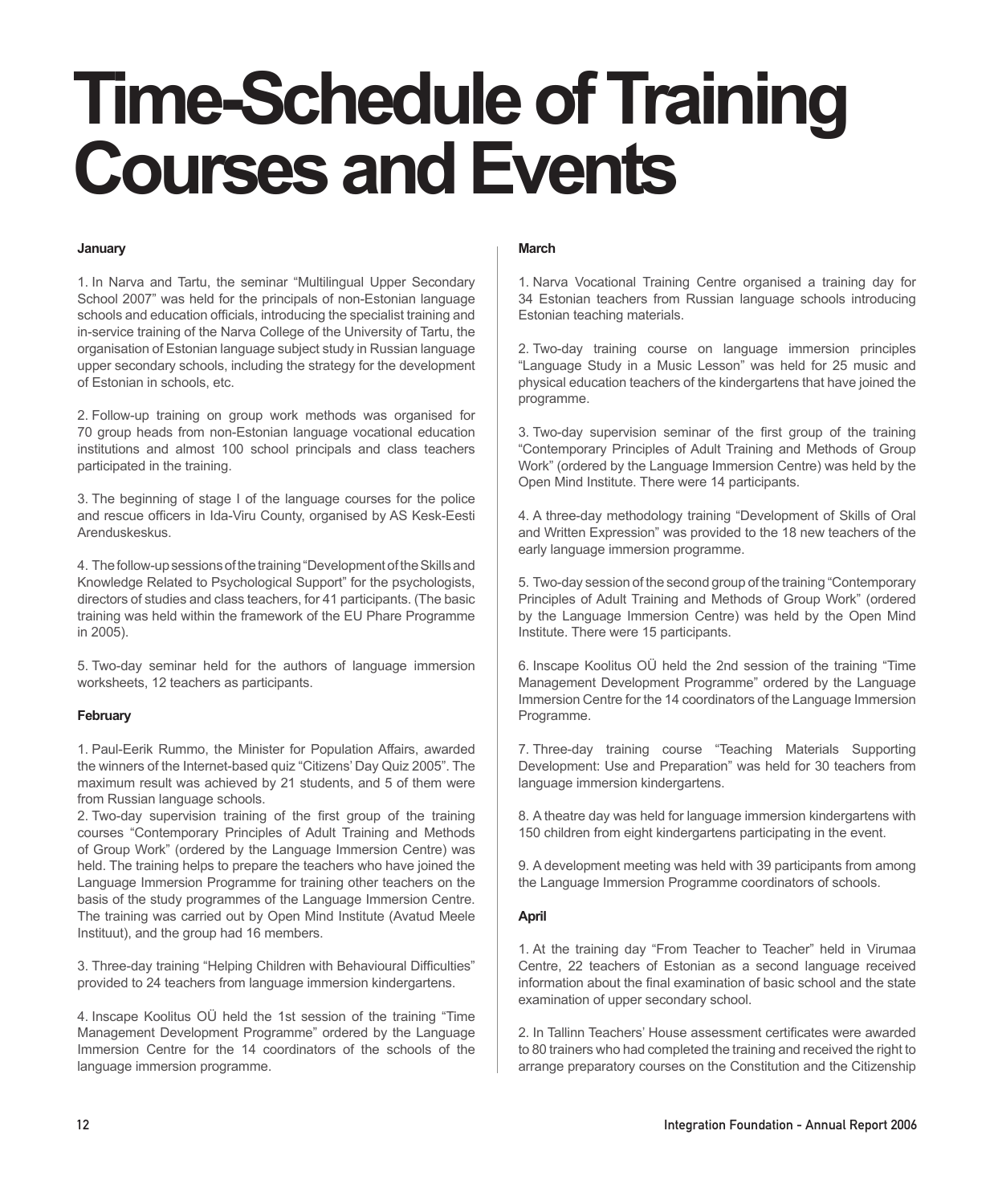# Time-Schedule of Training Courses and Events

**January**

1. In Narva and Tartu, the seminar "Multilingual Upper Secondary School 2007" was held for the principals of non-Estonian language schools and education officials, introducing the specialist training and in-service training of the Narva College of the University of Tartu, the organisation of Estonian language subject study in Russian language upper secondary schools, including the strategy for the development of Estonian in schools, etc.

2. Follow-up training on group work methods was organised for 70 group heads from non-Estonian language vocational education institutions and almost 100 school principals and class teachers participated in the training.

3. The beginning of stage I of the language courses for the police and rescue officers in Ida-Viru County, organised by AS Kesk-Eesti Arenduskeskus.

4. The follow-up sessions of the training "Development of the Skills and Knowledge Related to Psychological Support" for the psychologists, directors of studies and class teachers, for 41 participants. (The basic training was held within the framework of the EU Phare Programme in 2005).

5. Two-day seminar held for the authors of language immersion worksheets, 12 teachers as participants.

**February**

1. Paul-Eerik Rummo, the Minister for Population Affairs, awarded the winners of the Internet-based quiz "Citizens' Day Quiz 2005". The maximum result was achieved by 21 students, and 5 of them were from Russian language schools.

2. Two-day supervision training of the first group of the training courses "Contemporary Principles of Adult Training and Methods of Group Work" (ordered by the Language Immersion Centre) was held. The training helps to prepare the teachers who have joined the Language Immersion Programme for training other teachers on the basis of the study programmes of the Language Immersion Centre. The training was carried out by Open Mind Institute (Avatud Meele Instituut), and the group had 16 members.

3. Three-day training "Helping Children with Behavioural Difficulties" provided to 24 teachers from language immersion kindergartens.

4. Inscape Koolitus OÜ held the 1st session of the training "Time Management Development Programme" ordered by the Language Immersion Centre for the 14 coordinators of the schools of the language immersion programme.

**March**

1. Narva Vocational Training Centre organised a training day for 34 Estonian teachers from Russian language schools introducing Estonian teaching materials.

2. Two-day training course on language immersion principles "Language Study in a Music Lesson" was held for 25 music and physical education teachers of the kindergartens that have joined the programme.

3. Two-day supervision seminar of the first group of the training "Contemporary Principles of Adult Training and Methods of Group Work" (ordered by the Language Immersion Centre) was held by the Open Mind Institute. There were 14 participants.

4. A three-day methodology training "Development of Skills of Oral and Written Expression" was provided to the 18 new teachers of the early language immersion programme.

5. Two-day session of the second group of the training "Contemporary Principles of Adult Training and Methods of Group Work" (ordered by the Language Immersion Centre) was held by the Open Mind Institute. There were 15 participants.

6. Inscape Koolitus OÜ held the 2nd session of the training "Time Management Development Programme" ordered by the Language Immersion Centre for the 14 coordinators of the Language Immersion Programme.

7. Three-day training course "Teaching Materials Supporting Development: Use and Preparation" was held for 30 teachers from language immersion kindergartens.

8. A theatre day was held for language immersion kindergartens with 150 children from eight kindergartens participating in the event.

9. A development meeting was held with 39 participants from among the Language Immersion Programme coordinators of schools.

**April**

1. At the training day "From Teacher to Teacher" held in Virumaa Centre, 22 teachers of Estonian as a second language received information about the final examination of basic school and the state examination of upper secondary school.

2. In Tallinn Teachers' House assessment certificates were awarded to 80 trainers who had completed the training and received the right to arrange preparatory courses on the Constitution and the Citizenship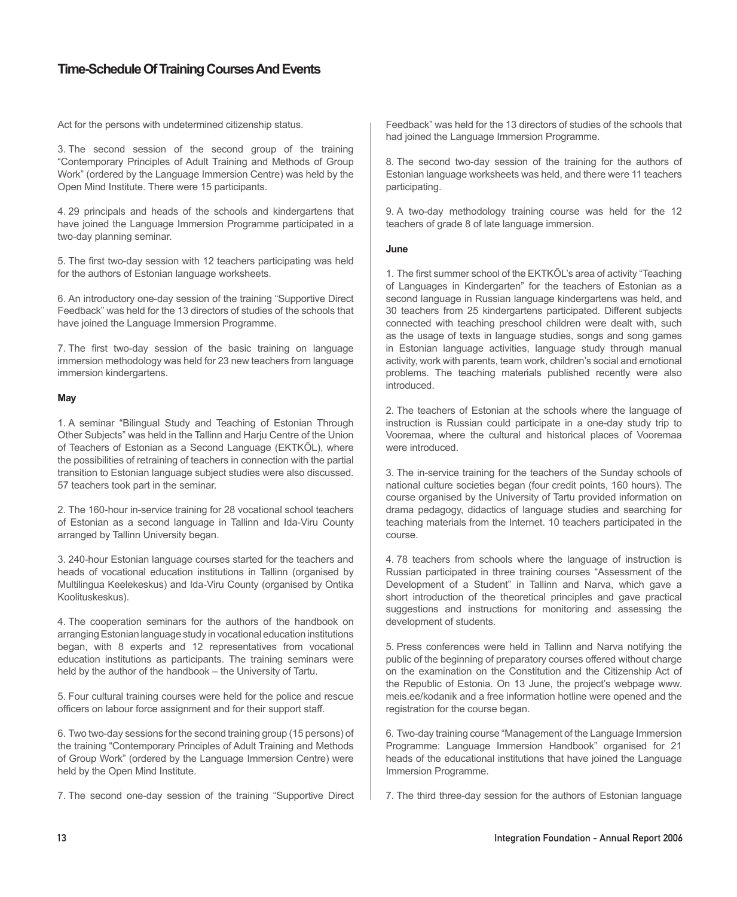# Time-Schedule Of Training Courses And Events

Act for the persons with undetermined citizenship status.

3. The second session of the second group of the training "Contemporary Principles of Adult Training and Methods of Group Work" (ordered by the Language Immersion Centre) was held by the Open Mind Institute. There were 15 participants.

4. 29 principals and heads of the schools and kindergartens that have joined the Language Immersion Programme participated in a two-day planning seminar.

5. The first two-day session with 12 teachers participating was held for the authors of Estonian language worksheets.

6. An introductory one-day session of the training "Supportive Direct Feedback" was held for the 13 directors of studies of the schools that have joined the Language Immersion Programme.

7. The first two-day session of the basic training on language immersion methodology was held for 23 new teachers from language immersion kindergartens.

**May**

1. A seminar "Bilingual Study and Teaching of Estonian Through Other Subjects" was held in the Tallinn and Harju Centre of the Union of Teachers of Estonian as a Second Language (EKTKÕL), where the possibilities of retraining of teachers in connection with the partial transition to Estonian language subject studies were also discussed. 57 teachers took part in the seminar.

2. The 160-hour in-service training for 28 vocational school teachers of Estonian as a second language in Tallinn and Ida-Viru County arranged by Tallinn University began.

3. 240-hour Estonian language courses started for the teachers and heads of vocational education institutions in Tallinn (organised by Multilingua Keelekeskus) and Ida-Viru County (organised by Ontika Koolituskeskus).

4. The cooperation seminars for the authors of the handbook on arranging Estonian language study in vocational education institutions began, with 8 experts and 12 representatives from vocational education institutions as participants. The training seminars were held by the author of the handbook – the University of Tartu.

5. Four cultural training courses were held for the police and rescue officers on labour force assignment and for their support staff.

6. Two two-day sessions for the second training group (15 persons) of the training "Contemporary Principles of Adult Training and Methods of Group Work" (ordered by the Language Immersion Centre) were held by the Open Mind Institute.

7. The second one-day session of the training "Supportive Direct Feedback" was held for the 13 directors of studies of the schools that had joined the Language Immersion Programme.

8. The second two-day session of the training for the authors of Estonian language worksheets was held, and there were 11 teachers participating.

9. A two-day methodology training course was held for the 12 teachers of grade 8 of late language immersion.

**June**

1. The first summer school of the EKTKÕL's area of activity "Teaching of Languages in Kindergarten" for the teachers of Estonian as a second language in Russian language kindergartens was held, and 30 teachers from 25 kindergartens participated. Different subjects connected with teaching preschool children were dealt with, such as the usage of texts in language studies, songs and song games in Estonian language activities, language study through manual activity, work with parents, team work, children's social and emotional problems. The teaching materials published recently were also introduced.

2. The teachers of Estonian at the schools where the language of instruction is Russian could participate in a one-day study trip to Vooremaa, where the cultural and historical places of Vooremaa were introduced.

3. The in-service training for the teachers of the Sunday schools of national culture societies began (four credit points, 160 hours). The course organised by the University of Tartu provided information on drama pedagogy, didactics of language studies and searching for teaching materials from the Internet. 10 teachers participated in the course.

4. 78 teachers from schools where the language of instruction is Russian participated in three training courses "Assessment of the Development of a Student" in Tallinn and Narva, which gave a short introduction of the theoretical principles and gave practical suggestions and instructions for monitoring and assessing the development of students.

5. Press conferences were held in Tallinn and Narva notifying the public of the beginning of preparatory courses offered without charge on the examination on the Constitution and the Citizenship Act of the Republic of Estonia. On 13 June, the project's webpage www.meis.ee/kodanik and a free information hotline were opened and the registration for the course began.

6. Two-day training course "Management of the Language Immersion Programme: Language Immersion Handbook" organised for 21 heads of the educational institutions that have joined the Language Immersion Programme.

7. The third three-day session for the authors of Estonian language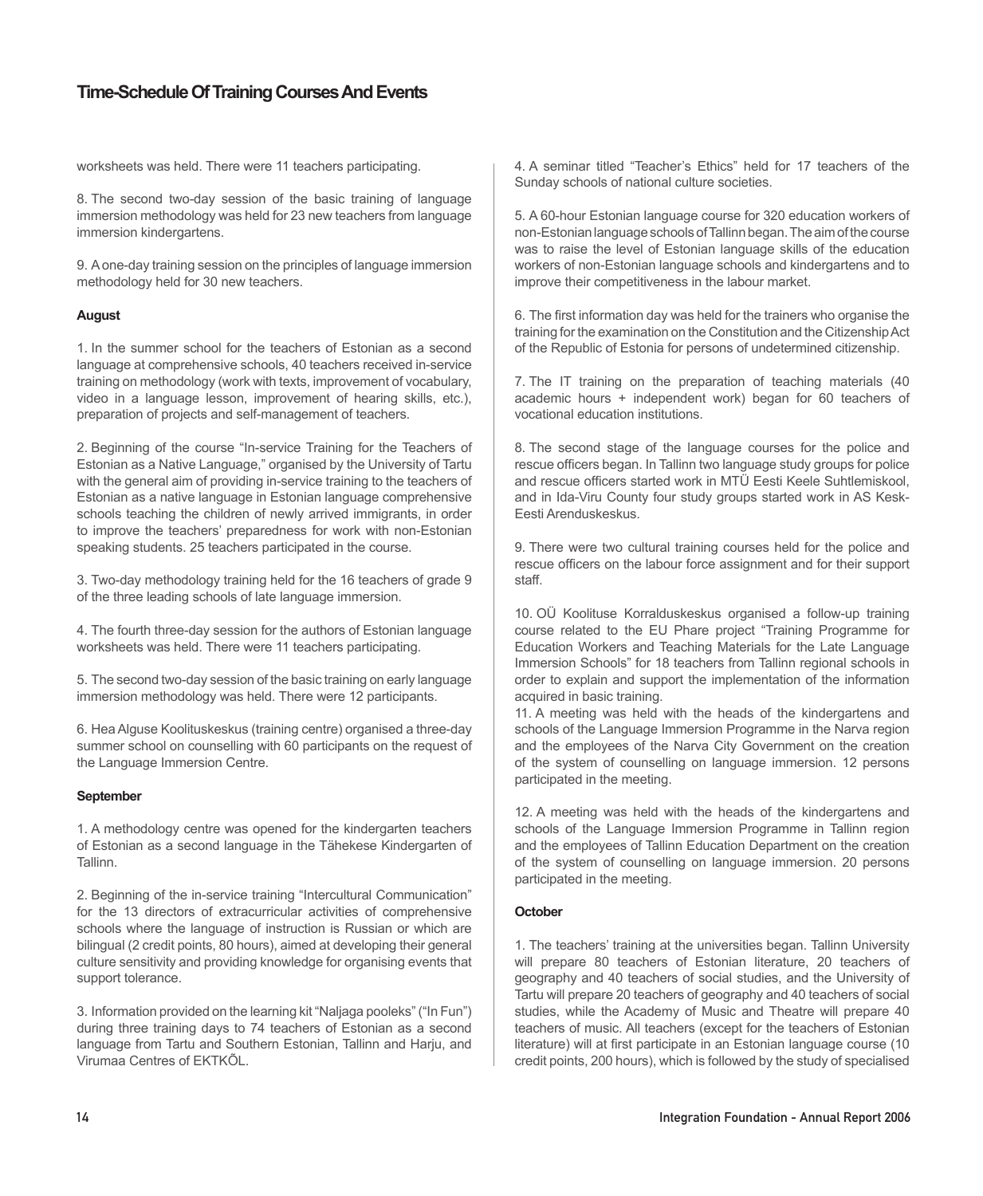worksheets was held. There were 11 teachers participating.

8. The second two-day session of the basic training of language immersion methodology was held for 23 new teachers from language immersion kindergartens.

9. A one-day training session on the principles of language immersion methodology held for 30 new teachers.

**August**

1. In the summer school for the teachers of Estonian as a second language at comprehensive schools, 40 teachers received in-service training on methodology (work with texts, improvement of vocabulary, video in a language lesson, improvement of hearing skills, etc.), preparation of projects and self-management of teachers.

2. Beginning of the course "In-service Training for the Teachers of Estonian as a Native Language," organised by the University of Tartu with the general aim of providing in-service training to the teachers of Estonian as a native language in Estonian language comprehensive schools teaching the children of newly arrived immigrants, in order to improve the teachers' preparedness for work with non-Estonian speaking students. 25 teachers participated in the course.

3. Two-day methodology training held for the 16 teachers of grade 9 of the three leading schools of late language immersion.

4. The fourth three-day session for the authors of Estonian language worksheets was held. There were 11 teachers participating.

5. The second two-day session of the basic training on early language immersion methodology was held. There were 12 participants.

6. Hea Alguse Koolituskeskus (training centre) organised a three-day summer school on counselling with 60 participants on the request of the Language Immersion Centre.

**September**

1. A methodology centre was opened for the kindergarten teachers of Estonian as a second language in the Tähekese Kindergarten of Tallinn.

2. Beginning of the in-service training "Intercultural Communication" for the 13 directors of extracurricular activities of comprehensive schools where the language of instruction is Russian or which are bilingual (2 credit points, 80 hours), aimed at developing their general culture sensitivity and providing knowledge for organising events that support tolerance.

3. Information provided on the learning kit "Naljaga pooleks" ("In Fun") during three training days to 74 teachers of Estonian as a second language from Tartu and Southern Estonian, Tallinn and Harju, and Virumaa Centres of EKTKÕL.

4. A seminar titled "Teacher's Ethics" held for 17 teachers of the Sunday schools of national culture societies.

5. A 60-hour Estonian language course for 320 education workers of non-Estonian language schools of Tallinn began. The aim of the course was to raise the level of Estonian language skills of the education workers of non-Estonian language schools and kindergartens and to improve their competitiveness in the labour market.

6. The first information day was held for the trainers who organise the training for the examination on the Constitution and the Citizenship Act of the Republic of Estonia for persons of undetermined citizenship.

7. The IT training on the preparation of teaching materials (40 academic hours + independent work) began for 60 teachers of vocational education institutions.

8. The second stage of the language courses for the police and rescue officers began. In Tallinn two language study groups for police and rescue officers started work in MTÜ Eesti Keele Suhtlemiskool, and in Ida-Viru County four study groups started work in AS Kesk-Eesti Arenduskeskus.

9. There were two cultural training courses held for the police and rescue officers on the labour force assignment and for their support staff.

10. OÜ Koolituse Korralduskeskus organised a follow-up training course related to the EU Phare project "Training Programme for Education Workers and Teaching Materials for the Late Language Immersion Schools" for 18 teachers from Tallinn regional schools in order to explain and support the implementation of the information acquired in basic training.

11. A meeting was held with the heads of the kindergartens and schools of the Language Immersion Programme in the Narva region and the employees of the Narva City Government on the creation of the system of counselling on language immersion. 12 persons participated in the meeting.

12. A meeting was held with the heads of the kindergartens and schools of the Language Immersion Programme in Tallinn region and the employees of Tallinn Education Department on the creation of the system of counselling on language immersion. 20 persons participated in the meeting.

**October**

1. The teachers' training at the universities began. Tallinn University will prepare 80 teachers of Estonian literature, 20 teachers of geography and 40 teachers of social studies, and the University of Tartu will prepare 20 teachers of geography and 40 teachers of social studies, while the Academy of Music and Theatre will prepare 40 teachers of music. All teachers (except for the teachers of Estonian literature) will at first participate in an Estonian language course (10 credit points, 200 hours), which is followed by the study of specialised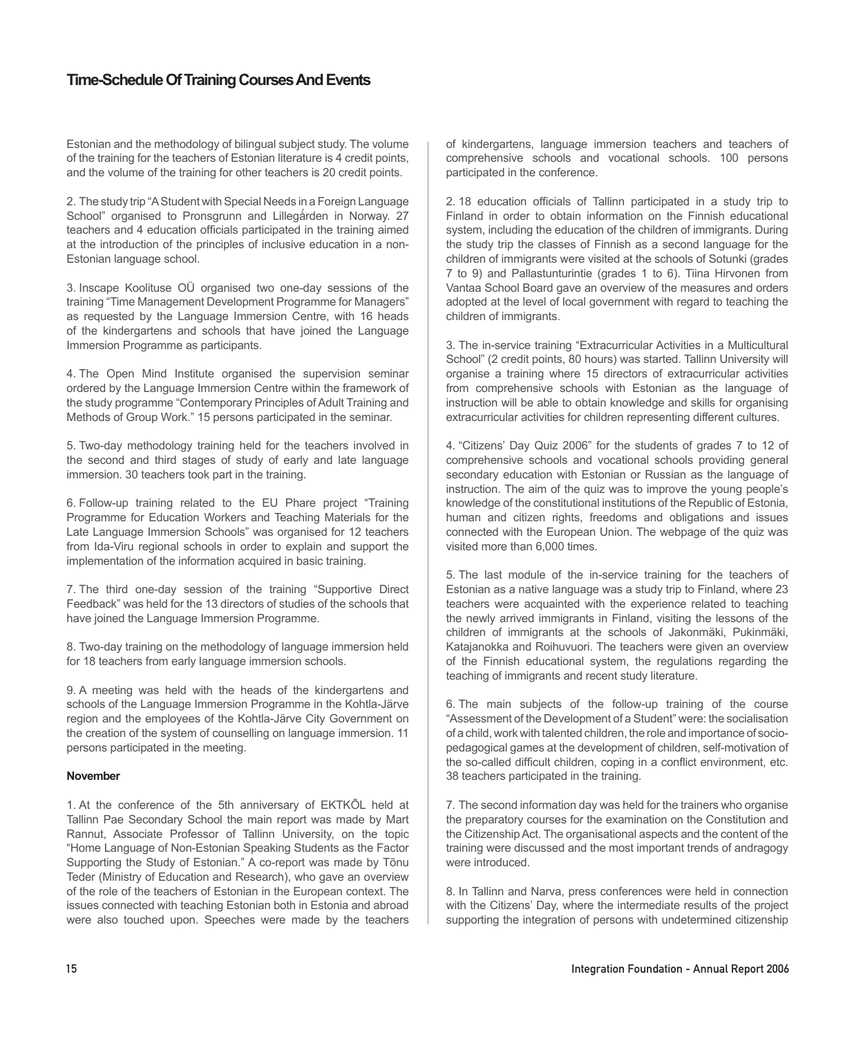## Time-Schedule Of Training Courses And Events

Estonian and the methodology of bilingual subject study. The volume of the training for the teachers of Estonian literature is 4 credit points, and the volume of the training for other teachers is 20 credit points.

2. The study trip "A Student with Special Needs in a Foreign Language School" organised to Pronsgrunn and Lillegården in Norway. 27 teachers and 4 education officials participated in the training aimed at the introduction of the principles of inclusive education in a non-Estonian language school.

3. Inscape Koolituse OÜ organised two one-day sessions of the training "Time Management Development Programme for Managers" as requested by the Language Immersion Centre, with 16 heads of the kindergartens and schools that have joined the Language Immersion Programme as participants.

4. The Open Mind Institute organised the supervision seminar ordered by the Language Immersion Centre within the framework of the study programme "Contemporary Principles of Adult Training and Methods of Group Work." 15 persons participated in the seminar.

5. Two-day methodology training held for the teachers involved in the second and third stages of study of early and late language immersion. 30 teachers took part in the training.

6. Follow-up training related to the EU Phare project "Training Programme for Education Workers and Teaching Materials for the Late Language Immersion Schools" was organised for 12 teachers from Ida-Viru regional schools in order to explain and support the implementation of the information acquired in basic training.

7. The third one-day session of the training "Supportive Direct Feedback" was held for the 13 directors of studies of the schools that have joined the Language Immersion Programme.

8. Two-day training on the methodology of language immersion held for 18 teachers from early language immersion schools.

9. A meeting was held with the heads of the kindergartens and schools of the Language Immersion Programme in the Kohtla-Järve region and the employees of the Kohtla-Järve City Government on the creation of the system of counselling on language immersion. 11 persons participated in the meeting.

**November**

1. At the conference of the 5th anniversary of EKTKÕL held at Tallinn Pae Secondary School the main report was made by Mart Rannut, Associate Professor of Tallinn University, on the topic "Home Language of Non-Estonian Speaking Students as the Factor Supporting the Study of Estonian." A co-report was made by Tõnu Teder (Ministry of Education and Research), who gave an overview of the role of the teachers of Estonian in the European context. The issues connected with teaching Estonian both in Estonia and abroad were also touched upon. Speeches were made by the teachers of kindergartens, language immersion teachers and teachers of comprehensive schools and vocational schools. 100 persons participated in the conference.

2. 18 education officials of Tallinn participated in a study trip to Finland in order to obtain information on the Finnish educational system, including the education of the children of immigrants. During the study trip the classes of Finnish as a second language for the children of immigrants were visited at the schools of Sotunki (grades 7 to 9) and Pallastunturintie (grades 1 to 6). Tiina Hirvonen from Vantaa School Board gave an overview of the measures and orders adopted at the level of local government with regard to teaching the children of immigrants.

3. The in-service training "Extracurricular Activities in a Multicultural School" (2 credit points, 80 hours) was started. Tallinn University will organise a training where 15 directors of extracurricular activities from comprehensive schools with Estonian as the language of instruction will be able to obtain knowledge and skills for organising extracurricular activities for children representing different cultures.

4. "Citizens' Day Quiz 2006" for the students of grades 7 to 12 of comprehensive schools and vocational schools providing general secondary education with Estonian or Russian as the language of instruction. The aim of the quiz was to improve the young people's knowledge of the constitutional institutions of the Republic of Estonia, human and citizen rights, freedoms and obligations and issues connected with the European Union. The webpage of the quiz was visited more than 6,000 times.

5. The last module of the in-service training for the teachers of Estonian as a native language was a study trip to Finland, where 23 teachers were acquainted with the experience related to teaching the newly arrived immigrants in Finland, visiting the lessons of the children of immigrants at the schools of Jakonmäki, Pukinmäki, Katajanokka and Roihuvuori. The teachers were given an overview of the Finnish educational system, the regulations regarding the teaching of immigrants and recent study literature.

6. The main subjects of the follow-up training of the course "Assessment of the Development of a Student" were: the socialisation of a child, work with talented children, the role and importance of socio-pedagogical games at the development of children, self-motivation of the so-called difficult children, coping in a conflict environment, etc. 38 teachers participated in the training.

7. The second information day was held for the trainers who organise the preparatory courses for the examination on the Constitution and the Citizenship Act. The organisational aspects and the content of the training were discussed and the most important trends of andragogy were introduced.

8. In Tallinn and Narva, press conferences were held in connection with the Citizens' Day, where the intermediate results of the project supporting the integration of persons with undetermined citizenship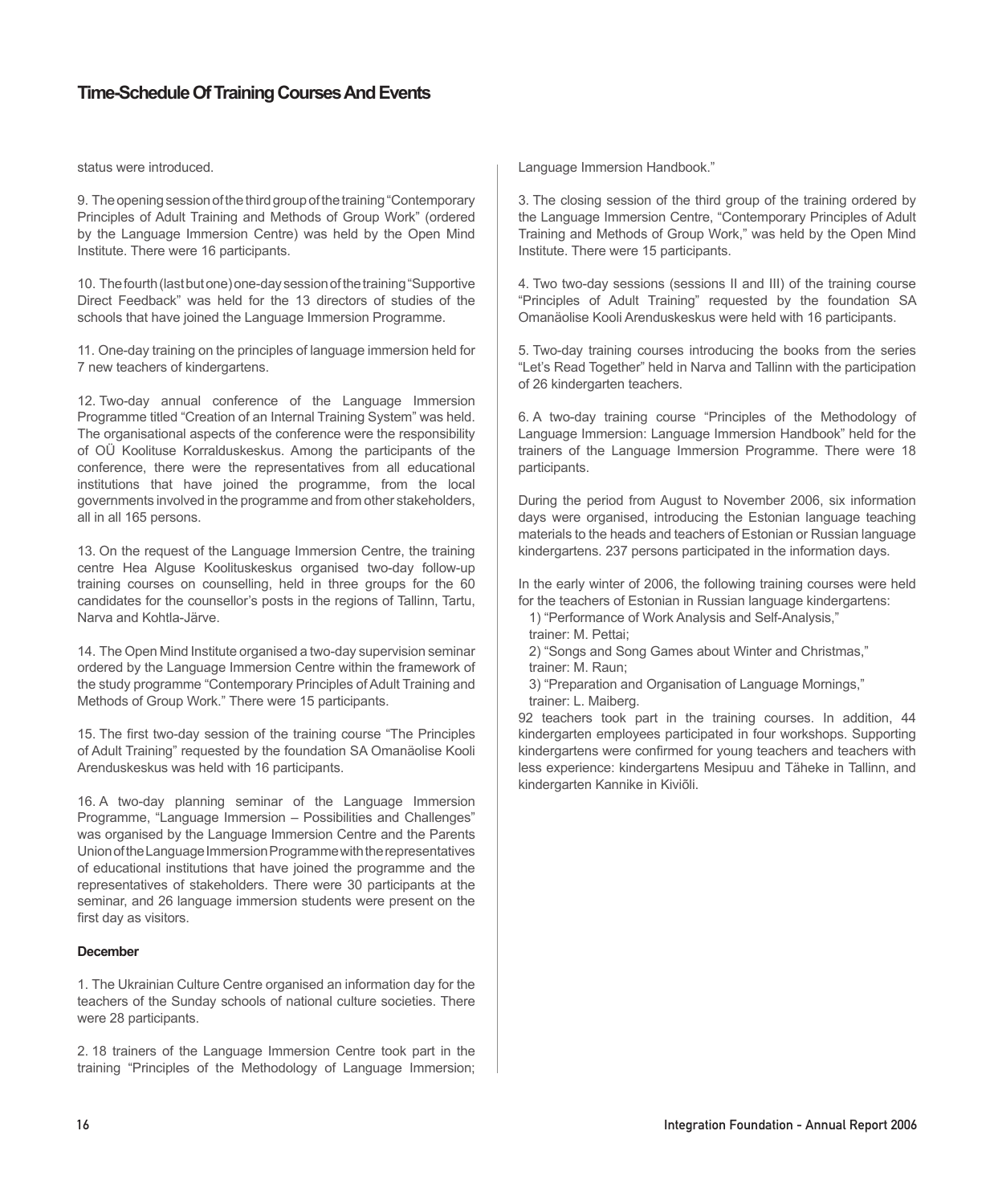## Time-Schedule Of Training Courses And Events

status were introduced.

9. The opening session of the third group of the training "Contemporary Principles of Adult Training and Methods of Group Work" (ordered by the Language Immersion Centre) was held by the Open Mind Institute. There were 16 participants.

10. The fourth (last but one) one-day session of the training "Supportive Direct Feedback" was held for the 13 directors of studies of the schools that have joined the Language Immersion Programme.

11. One-day training on the principles of language immersion held for 7 new teachers of kindergartens.

12. Two-day annual conference of the Language Immersion Programme titled "Creation of an Internal Training System" was held. The organisational aspects of the conference were the responsibility of OÜ Koolituse Korralduskeskus. Among the participants of the conference, there were the representatives from all educational institutions that have joined the programme, from the local governments involved in the programme and from other stakeholders, all in all 165 persons.

13. On the request of the Language Immersion Centre, the training centre Hea Alguse Koolituskeskus organised two-day follow-up training courses on counselling, held in three groups for the 60 candidates for the counsellor's posts in the regions of Tallinn, Tartu, Narva and Kohtla-Järve.

14. The Open Mind Institute organised a two-day supervision seminar ordered by the Language Immersion Centre within the framework of the study programme "Contemporary Principles of Adult Training and Methods of Group Work." There were 15 participants.

15. The first two-day session of the training course "The Principles of Adult Training" requested by the foundation SA Omanäolise Kooli Arenduskeskus was held with 16 participants.

16. A two-day planning seminar of the Language Immersion Programme, "Language Immersion – Possibilities and Challenges" was organised by the Language Immersion Centre and the Parents Union of the Language Immersion Programme with the representatives of educational institutions that have joined the programme and the representatives of stakeholders. There were 30 participants at the seminar, and 26 language immersion students were present on the first day as visitors.

**December**

1. The Ukrainian Culture Centre organised an information day for the teachers of the Sunday schools of national culture societies. There were 28 participants.

2. 18 trainers of the Language Immersion Centre took part in the training "Principles of the Methodology of Language Immersion; Language Immersion Handbook."

3. The closing session of the third group of the training ordered by the Language Immersion Centre, "Contemporary Principles of Adult Training and Methods of Group Work," was held by the Open Mind Institute. There were 15 participants.

4. Two two-day sessions (sessions II and III) of the training course "Principles of Adult Training" requested by the foundation SA Omanäolise Kooli Arenduskeskus were held with 16 participants.

5. Two-day training courses introducing the books from the series "Let's Read Together" held in Narva and Tallinn with the participation of 26 kindergarten teachers.

6. A two-day training course "Principles of the Methodology of Language Immersion: Language Immersion Handbook" held for the trainers of the Language Immersion Programme. There were 18 participants.

During the period from August to November 2006, six information days were organised, introducing the Estonian language teaching materials to the heads and teachers of Estonian or Russian language kindergartens. 237 persons participated in the information days.

In the early winter of 2006, the following training courses were held for the teachers of Estonian in Russian language kindergartens:

1) "Performance of Work Analysis and Self-Analysis,"
trainer: M. Pettai;
2) "Songs and Song Games about Winter and Christmas,"
trainer: M. Raun;
3) "Preparation and Organisation of Language Mornings,"
trainer: L. Maiberg.

92 teachers took part in the training courses. In addition, 44 kindergarten employees participated in four workshops. Supporting kindergartens were confirmed for young teachers and teachers with less experience: kindergartens Mesipuu and Täheke in Tallinn, and kindergarten Kannike in Kiviõli.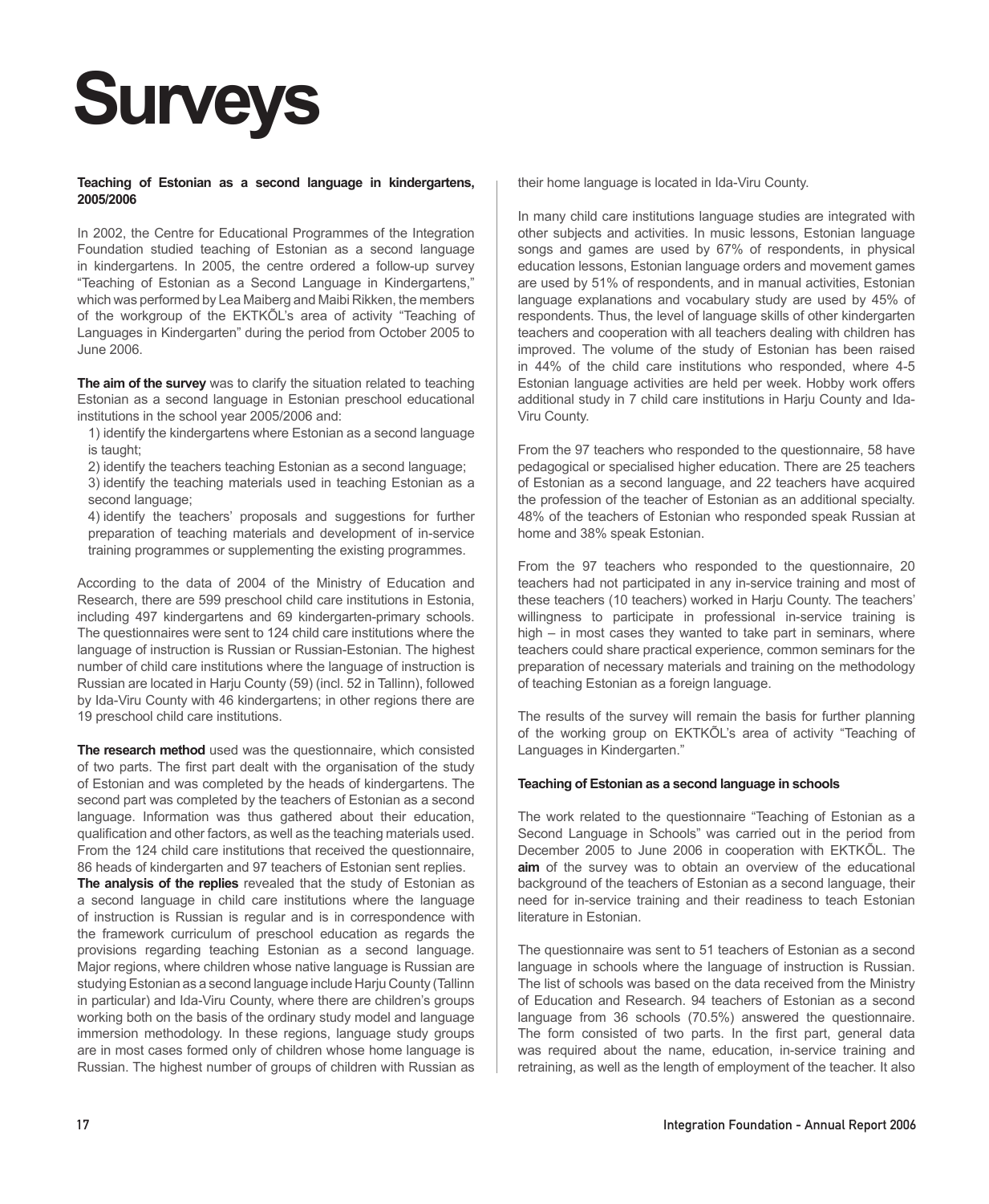# Surveys

**Teaching of Estonian as a second language in kindergartens, 2005/2006**

In 2002, the Centre for Educational Programmes of the Integration Foundation studied teaching of Estonian as a second language in kindergartens. In 2005, the centre ordered a follow-up survey "Teaching of Estonian as a Second Language in Kindergartens," which was performed by Lea Maiberg and Maibi Rikken, the members of the workgroup of the EKTKÕL's area of activity "Teaching of Languages in Kindergarten" during the period from October 2005 to June 2006.

**The aim of the survey** was to clarify the situation related to teaching Estonian as a second language in Estonian preschool educational institutions in the school year 2005/2006 and:

1) identify the kindergartens where Estonian as a second language is taught;
2) identify the teachers teaching Estonian as a second language;
3) identify the teaching materials used in teaching Estonian as a second language;
4) identify the teachers' proposals and suggestions for further preparation of teaching materials and development of in-service training programmes or supplementing the existing programmes.

According to the data of 2004 of the Ministry of Education and Research, there are 599 preschool child care institutions in Estonia, including 497 kindergartens and 69 kindergarten-primary schools. The questionnaires were sent to 124 child care institutions where the language of instruction is Russian or Russian-Estonian. The highest number of child care institutions where the language of instruction is Russian are located in Harju County (59) (incl. 52 in Tallinn), followed by Ida-Viru County with 46 kindergartens; in other regions there are 19 preschool child care institutions.

**The research method** used was the questionnaire, which consisted of two parts. The first part dealt with the organisation of the study of Estonian and was completed by the heads of kindergartens. The second part was completed by the teachers of Estonian as a second language. Information was thus gathered about their education, qualification and other factors, as well as the teaching materials used. From the 124 child care institutions that received the questionnaire, 86 heads of kindergarten and 97 teachers of Estonian sent replies.

**The analysis of the replies** revealed that the study of Estonian as a second language in child care institutions where the language of instruction is Russian is regular and is in correspondence with the framework curriculum of preschool education as regards the provisions regarding teaching Estonian as a second language. Major regions, where children whose native language is Russian are studying Estonian as a second language include Harju County (Tallinn in particular) and Ida-Viru County, where there are children's groups working both on the basis of the ordinary study model and language immersion methodology. In these regions, language study groups are in most cases formed only of children whose home language is Russian. The highest number of groups of children with Russian as their home language is located in Ida-Viru County.

In many child care institutions language studies are integrated with other subjects and activities. In music lessons, Estonian language songs and games are used by 67% of respondents, in physical education lessons, Estonian language orders and movement games are used by 51% of respondents, and in manual activities, Estonian language explanations and vocabulary study are used by 45% of respondents. Thus, the level of language skills of other kindergarten teachers and cooperation with all teachers dealing with children has improved. The volume of the study of Estonian has been raised in 44% of the child care institutions who responded, where 4-5 Estonian language activities are held per week. Hobby work offers additional study in 7 child care institutions in Harju County and Ida-Viru County.

From the 97 teachers who responded to the questionnaire, 58 have pedagogical or specialised higher education. There are 25 teachers of Estonian as a second language, and 22 teachers have acquired the profession of the teacher of Estonian as an additional specialty. 48% of the teachers of Estonian who responded speak Russian at home and 38% speak Estonian.

From the 97 teachers who responded to the questionnaire, 20 teachers had not participated in any in-service training and most of these teachers (10 teachers) worked in Harju County. The teachers' willingness to participate in professional in-service training is high – in most cases they wanted to take part in seminars, where teachers could share practical experience, common seminars for the preparation of necessary materials and training on the methodology of teaching Estonian as a foreign language.

The results of the survey will remain the basis for further planning of the working group on EKTKÕL's area of activity "Teaching of Languages in Kindergarten."

**Teaching of Estonian as a second language in schools**

The work related to the questionnaire "Teaching of Estonian as a Second Language in Schools" was carried out in the period from December 2005 to June 2006 in cooperation with EKTKÕL. The **aim** of the survey was to obtain an overview of the educational background of the teachers of Estonian as a second language, their need for in-service training and their readiness to teach Estonian literature in Estonian.

The questionnaire was sent to 51 teachers of Estonian as a second language in schools where the language of instruction is Russian. The list of schools was based on the data received from the Ministry of Education and Research. 94 teachers of Estonian as a second language from 36 schools (70.5%) answered the questionnaire. The form consisted of two parts. In the first part, general data was required about the name, education, in-service training and retraining, as well as the length of employment of the teacher. It also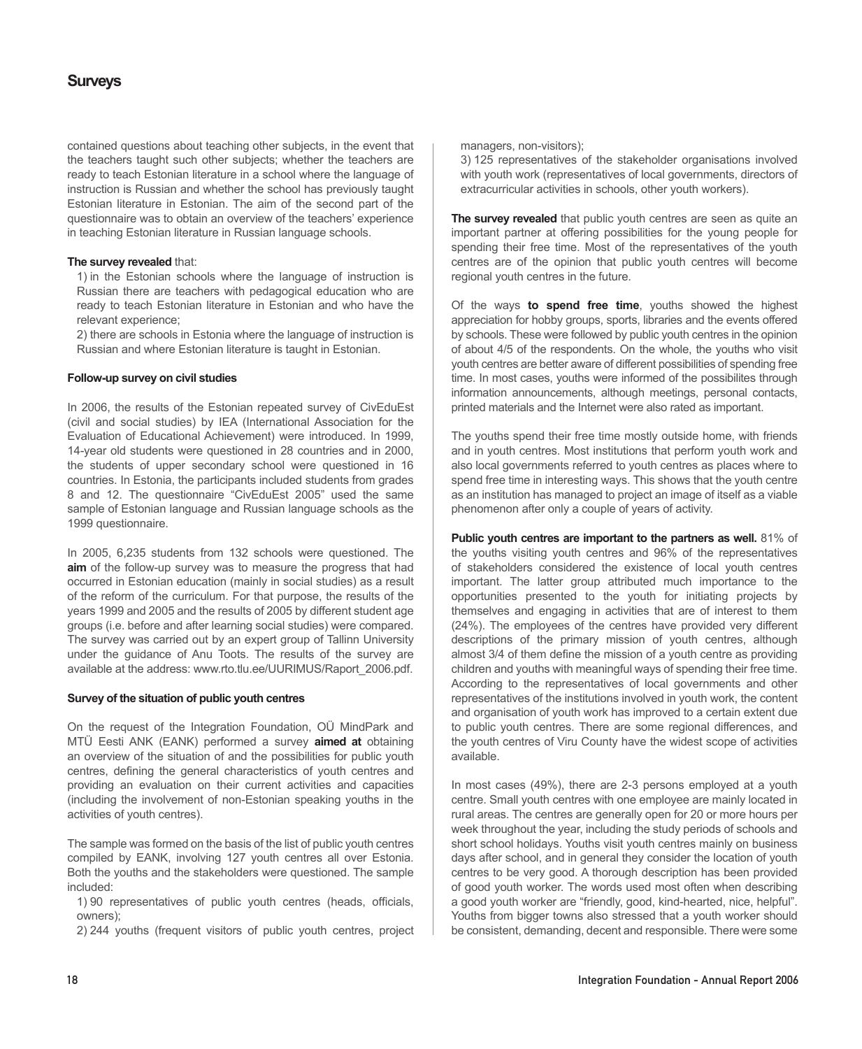contained questions about teaching other subjects, in the event that the teachers taught such other subjects; whether the teachers are ready to teach Estonian literature in a school where the language of instruction is Russian and whether the school has previously taught Estonian literature in Estonian. The aim of the second part of the questionnaire was to obtain an overview of the teachers' experience in teaching Estonian literature in Russian language schools.

**The survey revealed** that:

1) in the Estonian schools where the language of instruction is Russian there are teachers with pedagogical education who are ready to teach Estonian literature in Estonian and who have the relevant experience;

2) there are schools in Estonia where the language of instruction is Russian and where Estonian literature is taught in Estonian.

#### Follow-up survey on civil studies

In 2006, the results of the Estonian repeated survey of CivEduEst (civil and social studies) by IEA (International Association for the Evaluation of Educational Achievement) were introduced. In 1999, 14-year old students were questioned in 28 countries and in 2000, the students of upper secondary school were questioned in 16 countries. In Estonia, the participants included students from grades 8 and 12. The questionnaire "CivEduEst 2005" used the same sample of Estonian language and Russian language schools as the 1999 questionnaire.

In 2005, 6,235 students from 132 schools were questioned. The **aim** of the follow-up survey was to measure the progress that had occurred in Estonian education (mainly in social studies) as a result of the reform of the curriculum. For that purpose, the results of the years 1999 and 2005 and the results of 2005 by different student age groups (i.e. before and after learning social studies) were compared. The survey was carried out by an expert group of Tallinn University under the guidance of Anu Toots. The results of the survey are available at the address: www.rto.tlu.ee/UURIMUS/Raport_2006.pdf.

#### Survey of the situation of public youth centres

On the request of the Integration Foundation, OÜ MindPark and MTÜ Eesti ANK (EANK) performed a survey **aimed at** obtaining an overview of the situation of and the possibilities for public youth centres, defining the general characteristics of youth centres and providing an evaluation on their current activities and capacities (including the involvement of non-Estonian speaking youths in the activities of youth centres).

The sample was formed on the basis of the list of public youth centres compiled by EANK, involving 127 youth centres all over Estonia. Both the youths and the stakeholders were questioned. The sample included:

1) 90 representatives of public youth centres (heads, officials, owners);

2) 244 youths (frequent visitors of public youth centres, project managers, non-visitors);

3) 125 representatives of the stakeholder organisations involved with youth work (representatives of local governments, directors of extracurricular activities in schools, other youth workers).

**The survey revealed** that public youth centres are seen as quite an important partner at offering possibilities for the young people for spending their free time. Most of the representatives of the youth centres are of the opinion that public youth centres will become regional youth centres in the future.

Of the ways **to spend free time**, youths showed the highest appreciation for hobby groups, sports, libraries and the events offered by schools. These were followed by public youth centres in the opinion of about 4/5 of the respondents. On the whole, the youths who visit youth centres are better aware of different possibilities of spending free time. In most cases, youths were informed of the possibilites through information announcements, although meetings, personal contacts, printed materials and the Internet were also rated as important.

The youths spend their free time mostly outside home, with friends and in youth centres. Most institutions that perform youth work and also local governments referred to youth centres as places where to spend free time in interesting ways. This shows that the youth centre as an institution has managed to project an image of itself as a viable phenomenon after only a couple of years of activity.

**Public youth centres are important to the partners as well.** 81% of the youths visiting youth centres and 96% of the representatives of stakeholders considered the existence of local youth centres important. The latter group attributed much importance to the opportunities presented to the youth for initiating projects by themselves and engaging in activities that are of interest to them (24%). The employees of the centres have provided very different descriptions of the primary mission of youth centres, although almost 3/4 of them define the mission of a youth centre as providing children and youths with meaningful ways of spending their free time. According to the representatives of local governments and other representatives of the institutions involved in youth work, the content and organisation of youth work has improved to a certain extent due to public youth centres. There are some regional differences, and the youth centres of Viru County have the widest scope of activities available.

In most cases (49%), there are 2-3 persons employed at a youth centre. Small youth centres with one employee are mainly located in rural areas. The centres are generally open for 20 or more hours per week throughout the year, including the study periods of schools and short school holidays. Youths visit youth centres mainly on business days after school, and in general they consider the location of youth centres to be very good. A thorough description has been provided of good youth worker. The words used most often when describing a good youth worker are "friendly, good, kind-hearted, nice, helpful". Youths from bigger towns also stressed that a youth worker should be consistent, demanding, decent and responsible. There were some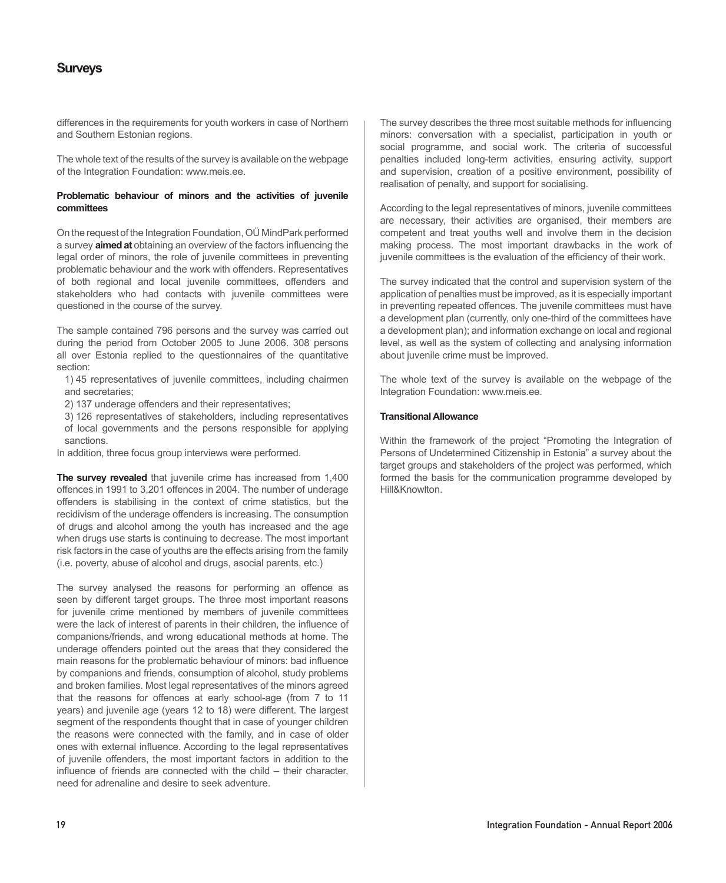## Surveys

differences in the requirements for youth workers in case of Northern and Southern Estonian regions.

The whole text of the results of the survey is available on the webpage of the Integration Foundation: www.meis.ee.

### Problematic behaviour of minors and the activities of juvenile committees

On the request of the Integration Foundation, OÜ MindPark performed a survey **aimed at** obtaining an overview of the factors influencing the legal order of minors, the role of juvenile committees in preventing problematic behaviour and the work with offenders. Representatives of both regional and local juvenile committees, offenders and stakeholders who had contacts with juvenile committees were questioned in the course of the survey.

The sample contained 796 persons and the survey was carried out during the period from October 2005 to June 2006. 308 persons all over Estonia replied to the questionnaires of the quantitative section:

1) 45 representatives of juvenile committees, including chairmen and secretaries;
2) 137 underage offenders and their representatives;
3) 126 representatives of stakeholders, including representatives of local governments and the persons responsible for applying sanctions.

In addition, three focus group interviews were performed.

**The survey revealed** that juvenile crime has increased from 1,400 offences in 1991 to 3,201 offences in 2004. The number of underage offenders is stabilising in the context of crime statistics, but the recidivism of the underage offenders is increasing. The consumption of drugs and alcohol among the youth has increased and the age when drugs use starts is continuing to decrease. The most important risk factors in the case of youths are the effects arising from the family (i.e. poverty, abuse of alcohol and drugs, asocial parents, etc.)

The survey analysed the reasons for performing an offence as seen by different target groups. The three most important reasons for juvenile crime mentioned by members of juvenile committees were the lack of interest of parents in their children, the influence of companions/friends, and wrong educational methods at home. The underage offenders pointed out the areas that they considered the main reasons for the problematic behaviour of minors: bad influence by companions and friends, consumption of alcohol, study problems and broken families. Most legal representatives of the minors agreed that the reasons for offences at early school-age (from 7 to 11 years) and juvenile age (years 12 to 18) were different. The largest segment of the respondents thought that in case of younger children the reasons were connected with the family, and in case of older ones with external influence. According to the legal representatives of juvenile offenders, the most important factors in addition to the influence of friends are connected with the child – their character, need for adrenaline and desire to seek adventure.

The survey describes the three most suitable methods for influencing minors: conversation with a specialist, participation in youth or social programme, and social work. The criteria of successful penalties included long-term activities, ensuring activity, support and supervision, creation of a positive environment, possibility of realisation of penalty, and support for socialising.

According to the legal representatives of minors, juvenile committees are necessary, their activities are organised, their members are competent and treat youths well and involve them in the decision making process. The most important drawbacks in the work of juvenile committees is the evaluation of the efficiency of their work.

The survey indicated that the control and supervision system of the application of penalties must be improved, as it is especially important in preventing repeated offences. The juvenile committees must have a development plan (currently, only one-third of the committees have a development plan); and information exchange on local and regional level, as well as the system of collecting and analysing information about juvenile crime must be improved.

The whole text of the survey is available on the webpage of the Integration Foundation: www.meis.ee.

### Transitional Allowance

Within the framework of the project "Promoting the Integration of Persons of Undetermined Citizenship in Estonia" a survey about the target groups and stakeholders of the project was performed, which formed the basis for the communication programme developed by Hill&Knowlton.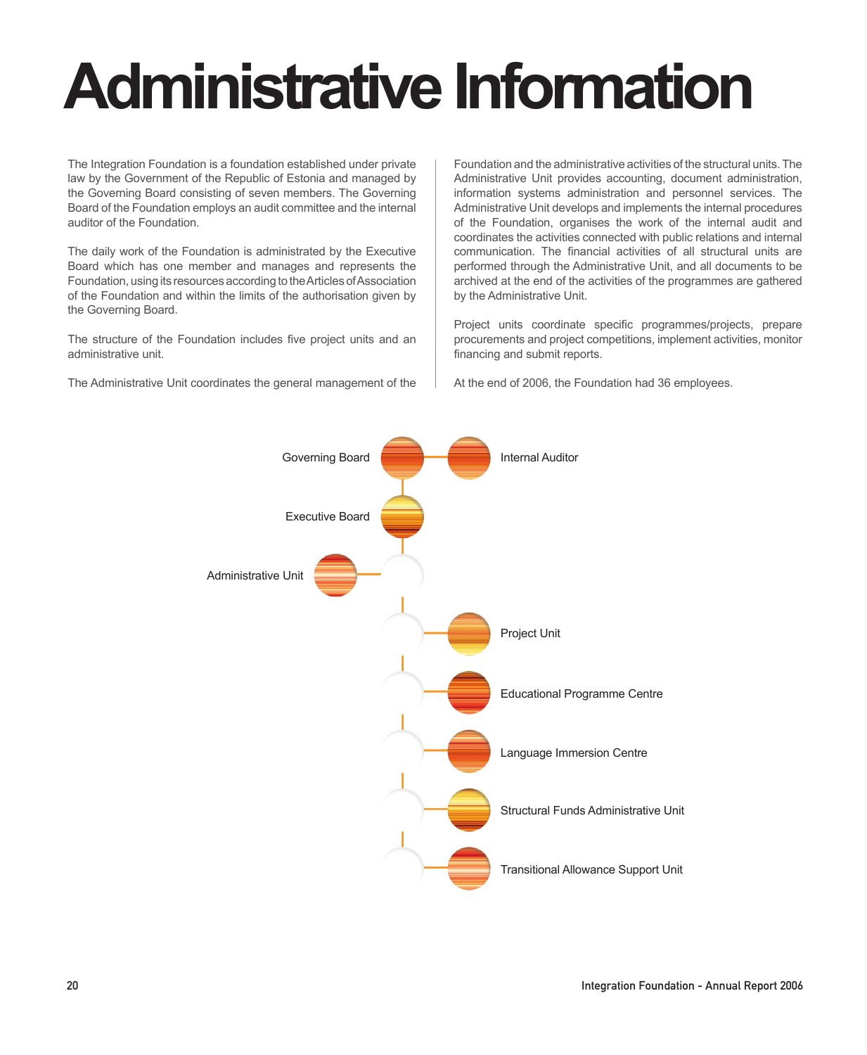# Administrative Information

The Integration Foundation is a foundation established under private law by the Government of the Republic of Estonia and managed by the Governing Board consisting of seven members. The Governing Board of the Foundation employs an audit committee and the internal auditor of the Foundation.

The daily work of the Foundation is administrated by the Executive Board which has one member and manages and represents the Foundation, using its resources according to the Articles of Association of the Foundation and within the limits of the authorisation given by the Governing Board.

The structure of the Foundation includes five project units and an administrative unit.

The Administrative Unit coordinates the general management of the Foundation and the administrative activities of the structural units. The Administrative Unit provides accounting, document administration, information systems administration and personnel services. The Administrative Unit develops and implements the internal procedures of the Foundation, organises the work of the internal audit and coordinates the activities connected with public relations and internal communication. The financial activities of all structural units are performed through the Administrative Unit, and all documents to be archived at the end of the activities of the programmes are gathered by the Administrative Unit.

Project units coordinate specific programmes/projects, prepare procurements and project competitions, implement activities, monitor financing and submit reports.

At the end of 2006, the Foundation had 36 employees.

- Governing Board
  - Internal Auditor
- Executive Board
  - Administrative Unit
  - Project Unit
  - Educational Programme Centre
  - Language Immersion Centre
  - Structural Funds Administrative Unit
  - Transitional Allowance Support Unit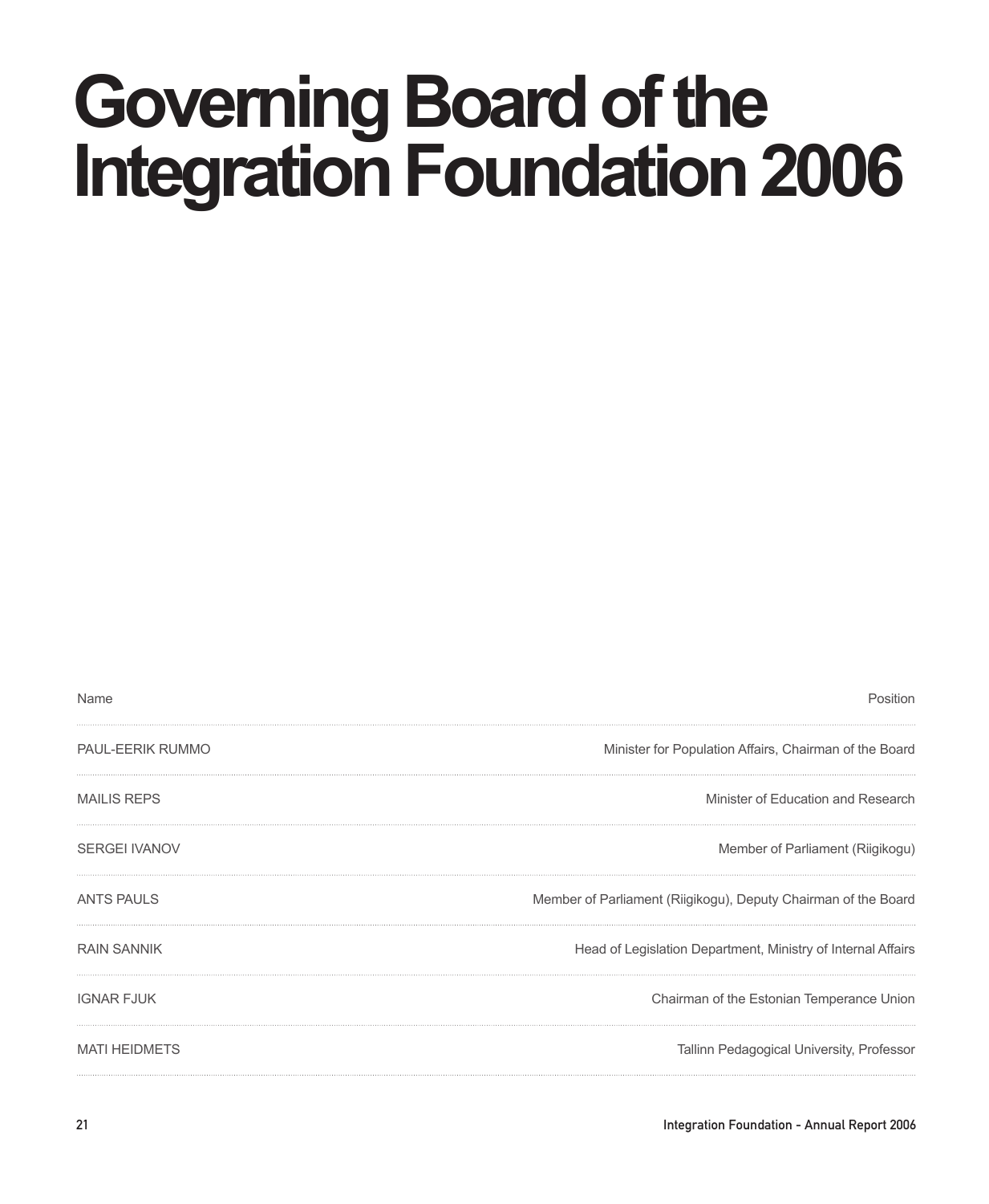# Governing Board of the Integration Foundation 2006

| Name | Position |
| --- | --- |
| PAUL-EERIK RUMMO | Minister for Population Affairs, Chairman of the Board |
| MAILIS REPS | Minister of Education and Research |
| SERGEI IVANOV | Member of Parliament (Riigikogu) |
| ANTS PAULS | Member of Parliament (Riigikogu), Deputy Chairman of the Board |
| RAIN SANNIK | Head of Legislation Department, Ministry of Internal Affairs |
| IGNAR FJUK | Chairman of the Estonian Temperance Union |
| MATI HEIDMETS | Tallinn Pedagogical University, Professor |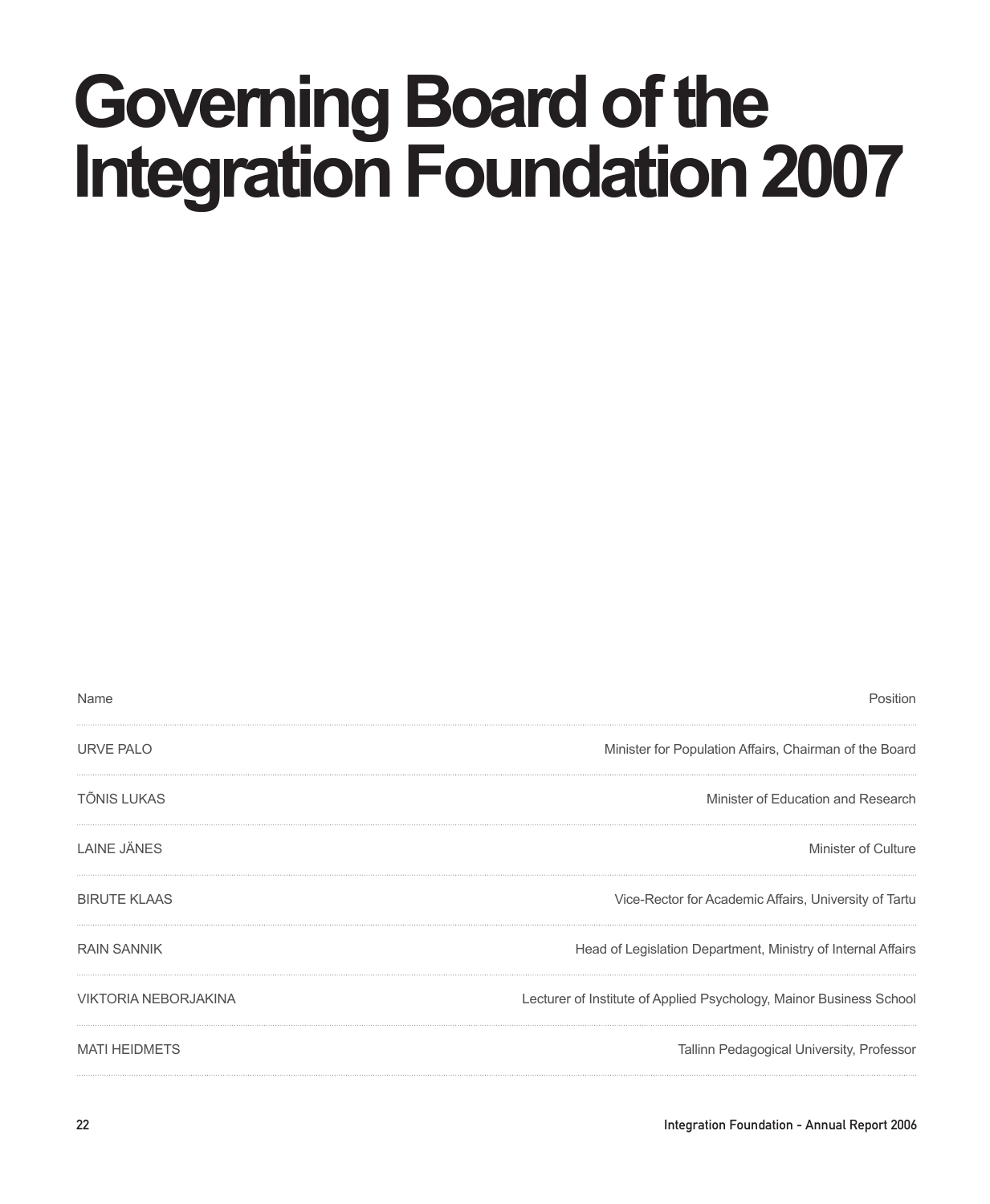# Governing Board of the Integration Foundation 2007

| Name | Position |
|---|---|
| URVE PALO | Minister for Population Affairs, Chairman of the Board |
| TÕNIS LUKAS | Minister of Education and Research |
| LAINE JÄNES | Minister of Culture |
| BIRUTE KLAAS | Vice-Rector for Academic Affairs, University of Tartu |
| RAIN SANNIK | Head of Legislation Department, Ministry of Internal Affairs |
| VIKTORIA NEBORJAKINA | Lecturer of Institute of Applied Psychology, Mainor Business School |
| MATI HEIDMETS | Tallinn Pedagogical University, Professor |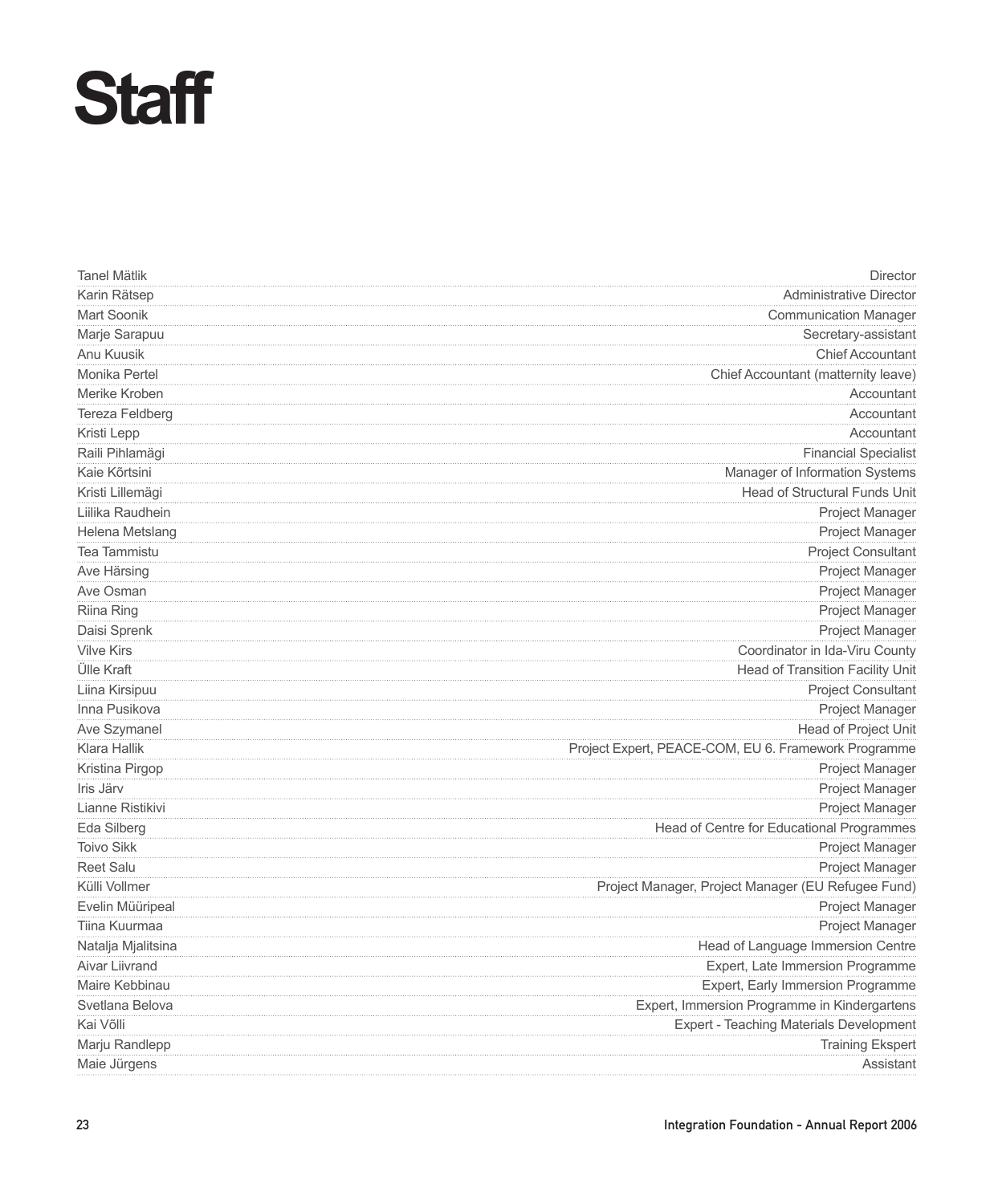# Staff

| | |
|---|---|
| Tanel Mätlik | Director |
| Karin Rätsep | Administrative Director |
| Mart Soonik | Communication Manager |
| Marje Sarapuu | Secretary-assistant |
| Anu Kuusik | Chief Accountant |
| Monika Pertel | Chief Accountant (matternity leave) |
| Merike Kroben | Accountant |
| Tereza Feldberg | Accountant |
| Kristi Lepp | Accountant |
| Raili Pihlamägi | Financial Specialist |
| Kaie Kõrtsini | Manager of Information Systems |
| Kristi Lillemägi | Head of Structural Funds Unit |
| Liilika Raudhein | Project Manager |
| Helena Metslang | Project Manager |
| Tea Tammistu | Project Consultant |
| Ave Härsing | Project Manager |
| Ave Osman | Project Manager |
| Riina Ring | Project Manager |
| Daisi Sprenk | Project Manager |
| Vilve Kirs | Coordinator in Ida-Viru County |
| Ülle Kraft | Head of Transition Facility Unit |
| Liina Kirsipuu | Project Consultant |
| Inna Pusikova | Project Manager |
| Ave Szymanel | Head of Project Unit |
| Klara Hallik | Project Expert, PEACE-COM, EU 6. Framework Programme |
| Kristina Pirgop | Project Manager |
| Iris Järv | Project Manager |
| Lianne Ristikivi | Project Manager |
| Eda Silberg | Head of Centre for Educational Programmes |
| Toivo Sikk | Project Manager |
| Reet Salu | Project Manager |
| Külli Vollmer | Project Manager, Project Manager (EU Refugee Fund) |
| Evelin Müüripeal | Project Manager |
| Tiina Kuurmaa | Project Manager |
| Natalja Mjalitsina | Head of Language Immersion Centre |
| Aivar Liivrand | Expert, Late Immersion Programme |
| Maire Kebbinau | Expert, Early Immersion Programme |
| Svetlana Belova | Expert, Immersion Programme in Kindergartens |
| Kai Võlli | Expert - Teaching Materials Development |
| Marju Randlepp | Training Ekspert |
| Maie Jürgens | Assistant |